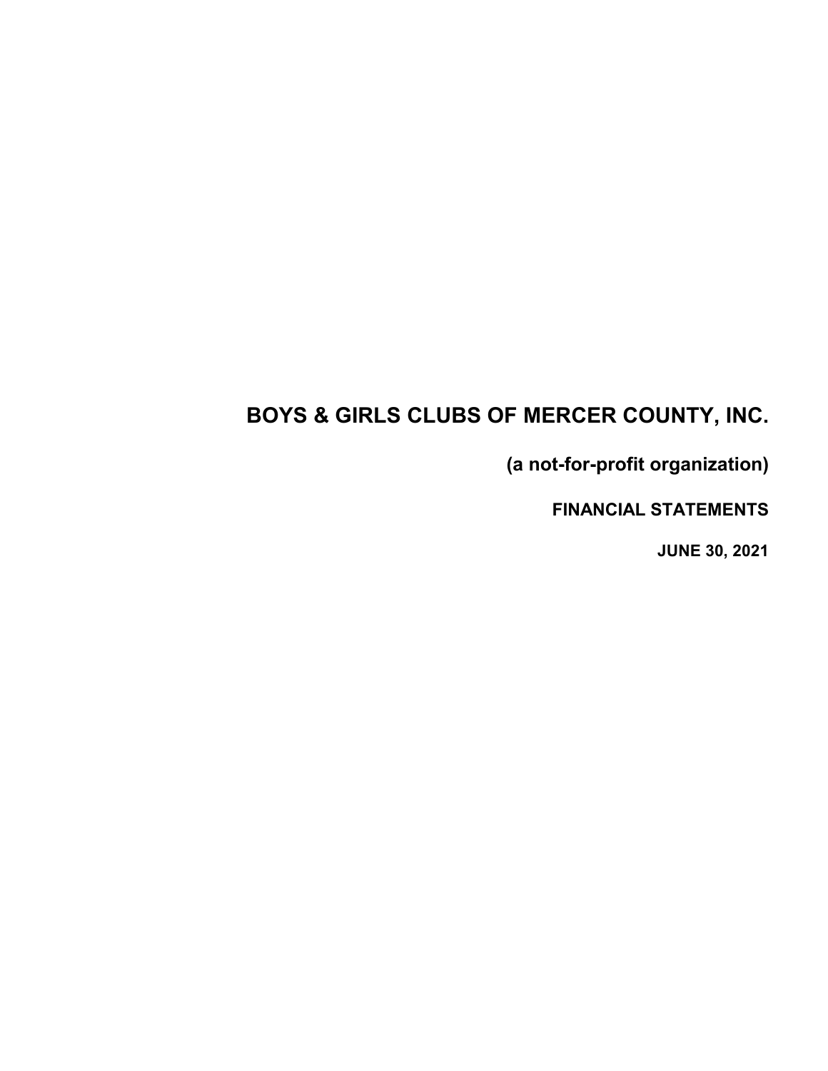# BOYS & GIRLS CLUBS OF MERCER COUNTY, INC.

**(a not-for-profit organization)**

**FINANCIAL STATEMENTS**

**JUNE 30, 2021**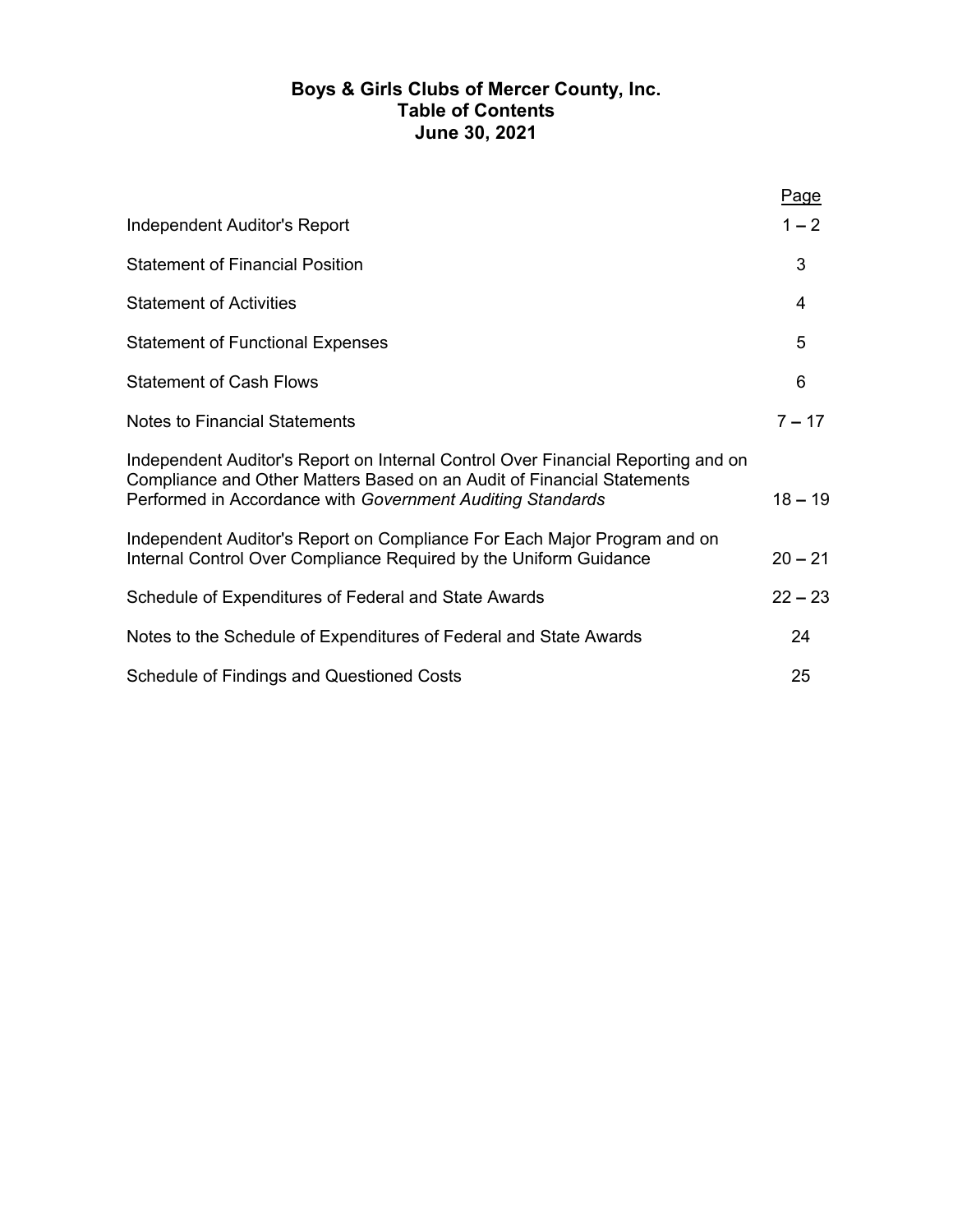# Boys & Girls Clubs of Mercer County, Inc.
## Table of Contents
## June 30, 2021

| | Page |
|---|---|
| Independent Auditor's Report | 1 – 2 |
| Statement of Financial Position | 3 |
| Statement of Activities | 4 |
| Statement of Functional Expenses | 5 |
| Statement of Cash Flows | 6 |
| Notes to Financial Statements | 7 – 17 |
| Independent Auditor's Report on Internal Control Over Financial Reporting and on Compliance and Other Matters Based on an Audit of Financial Statements Performed in Accordance with *Government Auditing Standards* | 18 – 19 |
| Independent Auditor's Report on Compliance For Each Major Program and on Internal Control Over Compliance Required by the Uniform Guidance | 20 – 21 |
| Schedule of Expenditures of Federal and State Awards | 22 – 23 |
| Notes to the Schedule of Expenditures of Federal and State Awards | 24 |
| Schedule of Findings and Questioned Costs | 25 |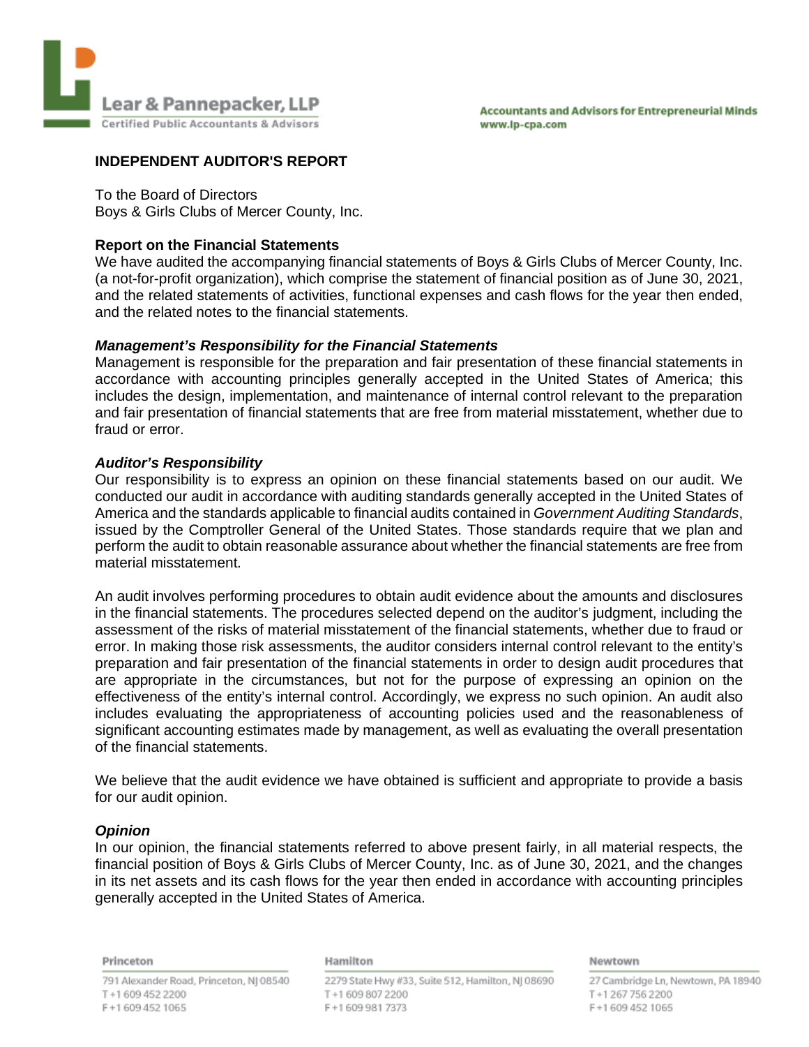Lear & Pannepacker, LLP
Certified Public Accountants & Advisors

Accountants and Advisors for Entrepreneurial Minds
www.lp-cpa.com

## INDEPENDENT AUDITOR'S REPORT

To the Board of Directors
Boys & Girls Clubs of Mercer County, Inc.

### Report on the Financial Statements

We have audited the accompanying financial statements of Boys & Girls Clubs of Mercer County, Inc. (a not-for-profit organization), which comprise the statement of financial position as of June 30, 2021, and the related statements of activities, functional expenses and cash flows for the year then ended, and the related notes to the financial statements.

### *Management's Responsibility for the Financial Statements*

Management is responsible for the preparation and fair presentation of these financial statements in accordance with accounting principles generally accepted in the United States of America; this includes the design, implementation, and maintenance of internal control relevant to the preparation and fair presentation of financial statements that are free from material misstatement, whether due to fraud or error.

### *Auditor's Responsibility*

Our responsibility is to express an opinion on these financial statements based on our audit. We conducted our audit in accordance with auditing standards generally accepted in the United States of America and the standards applicable to financial audits contained in *Government Auditing Standards*, issued by the Comptroller General of the United States. Those standards require that we plan and perform the audit to obtain reasonable assurance about whether the financial statements are free from material misstatement.

An audit involves performing procedures to obtain audit evidence about the amounts and disclosures in the financial statements. The procedures selected depend on the auditor's judgment, including the assessment of the risks of material misstatement of the financial statements, whether due to fraud or error. In making those risk assessments, the auditor considers internal control relevant to the entity's preparation and fair presentation of the financial statements in order to design audit procedures that are appropriate in the circumstances, but not for the purpose of expressing an opinion on the effectiveness of the entity's internal control. Accordingly, we express no such opinion. An audit also includes evaluating the appropriateness of accounting policies used and the reasonableness of significant accounting estimates made by management, as well as evaluating the overall presentation of the financial statements.

We believe that the audit evidence we have obtained is sufficient and appropriate to provide a basis for our audit opinion.

### *Opinion*

In our opinion, the financial statements referred to above present fairly, in all material respects, the financial position of Boys & Girls Clubs of Mercer County, Inc. as of June 30, 2021, and the changes in its net assets and its cash flows for the year then ended in accordance with accounting principles generally accepted in the United States of America.

**Princeton**
791 Alexander Road, Princeton, NJ 08540
T +1 609 452 2200
F +1 609 452 1065

**Hamilton**
2279 State Hwy #33, Suite 512, Hamilton, NJ 08690
T +1 609 807 2200
F +1 609 981 7373

**Newtown**
27 Cambridge Ln, Newtown, PA 18940
T +1 267 756 2200
F +1 609 452 1065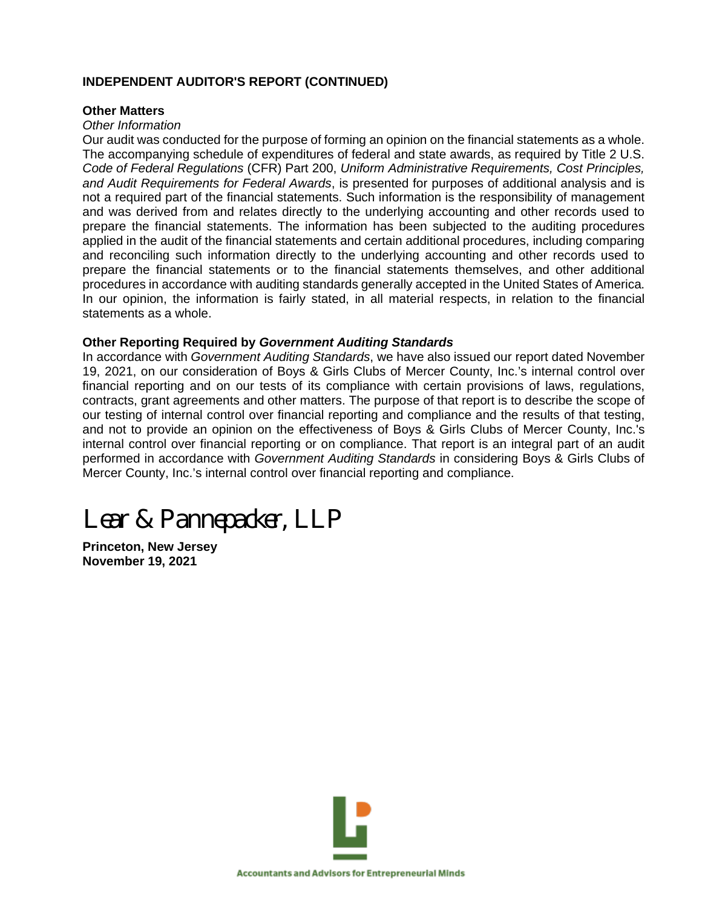**INDEPENDENT AUDITOR'S REPORT (CONTINUED)**

**Other Matters**

*Other Information*

Our audit was conducted for the purpose of forming an opinion on the financial statements as a whole. The accompanying schedule of expenditures of federal and state awards, as required by Title 2 U.S. *Code of Federal Regulations* (CFR) Part 200, *Uniform Administrative Requirements, Cost Principles, and Audit Requirements for Federal Awards*, is presented for purposes of additional analysis and is not a required part of the financial statements. Such information is the responsibility of management and was derived from and relates directly to the underlying accounting and other records used to prepare the financial statements. The information has been subjected to the auditing procedures applied in the audit of the financial statements and certain additional procedures, including comparing and reconciling such information directly to the underlying accounting and other records used to prepare the financial statements or to the financial statements themselves, and other additional procedures in accordance with auditing standards generally accepted in the United States of America. In our opinion, the information is fairly stated, in all material respects, in relation to the financial statements as a whole.

**Other Reporting Required by *Government Auditing Standards***

In accordance with *Government Auditing Standards*, we have also issued our report dated November 19, 2021, on our consideration of Boys & Girls Clubs of Mercer County, Inc.'s internal control over financial reporting and on our tests of its compliance with certain provisions of laws, regulations, contracts, grant agreements and other matters. The purpose of that report is to describe the scope of our testing of internal control over financial reporting and compliance and the results of that testing, and not to provide an opinion on the effectiveness of Boys & Girls Clubs of Mercer County, Inc.'s internal control over financial reporting or on compliance. That report is an integral part of an audit performed in accordance with *Government Auditing Standards* in considering Boys & Girls Clubs of Mercer County, Inc.'s internal control over financial reporting and compliance.

Lear & Pannepacker, LLP

**Princeton, New Jersey**
**November 19, 2021**

Accountants and Advisors for Entrepreneurial Minds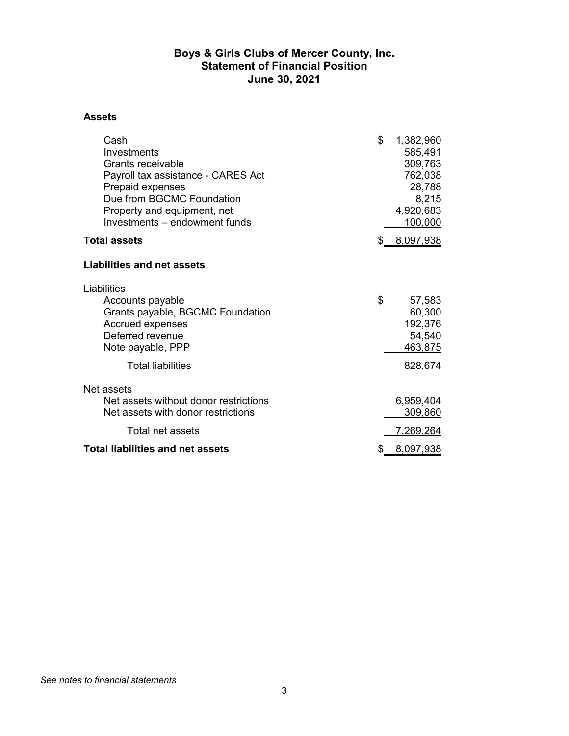# Boys & Girls Clubs of Mercer County, Inc.
## Statement of Financial Position
## June 30, 2021

**Assets**

| | |
|---|---|
| Cash | $ 1,382,960 |
| Investments | 585,491 |
| Grants receivable | 309,763 |
| Payroll tax assistance - CARES Act | 762,038 |
| Prepaid expenses | 28,788 |
| Due from BGCMC Foundation | 8,215 |
| Property and equipment, net | 4,920,683 |
| Investments – endowment funds | 100,000 |
| **Total assets** | $ 8,097,938 |

**Liabilities and net assets**

| | |
|---|---|
| Liabilities | |
| Accounts payable | $ 57,583 |
| Grants payable, BGCMC Foundation | 60,300 |
| Accrued expenses | 192,376 |
| Deferred revenue | 54,540 |
| Note payable, PPP | 463,875 |
| Total liabilities | 828,674 |
| Net assets | |
| Net assets without donor restrictions | 6,959,404 |
| Net assets with donor restrictions | 309,860 |
| Total net assets | 7,269,264 |
| **Total liabilities and net assets** | $ 8,097,938 |

*See notes to financial statements*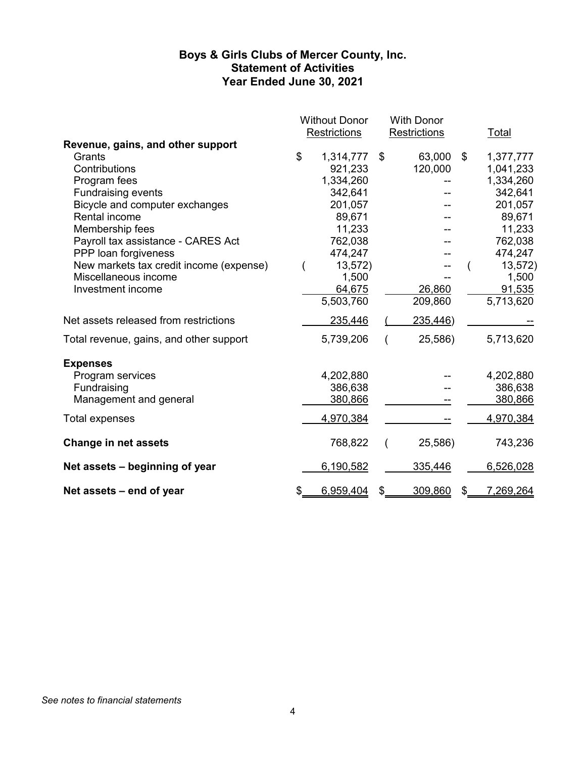# Boys & Girls Clubs of Mercer County, Inc.
## Statement of Activities
### Year Ended June 30, 2021

| | Without Donor Restrictions | With Donor Restrictions | Total |
|---|---|---|---|
| **Revenue, gains, and other support** | | | |
| Grants | $ 1,314,777 | $ 63,000 | $ 1,377,777 |
| Contributions | 921,233 | 120,000 | 1,041,233 |
| Program fees | 1,334,260 | -- | 1,334,260 |
| Fundraising events | 342,641 | -- | 342,641 |
| Bicycle and computer exchanges | 201,057 | -- | 201,057 |
| Rental income | 89,671 | -- | 89,671 |
| Membership fees | 11,233 | -- | 11,233 |
| Payroll tax assistance - CARES Act | 762,038 | -- | 762,038 |
| PPP loan forgiveness | 474,247 | -- | 474,247 |
| New markets tax credit income (expense) | (13,572) | -- | (13,572) |
| Miscellaneous income | 1,500 | -- | 1,500 |
| Investment income | 64,675 | 26,860 | 91,535 |
| | 5,503,760 | 209,860 | 5,713,620 |
| Net assets released from restrictions | 235,446 | (235,446) | -- |
| Total revenue, gains, and other support | 5,739,206 | (25,586) | 5,713,620 |
| **Expenses** | | | |
| Program services | 4,202,880 | -- | 4,202,880 |
| Fundraising | 386,638 | -- | 386,638 |
| Management and general | 380,866 | -- | 380,866 |
| Total expenses | 4,970,384 | -- | 4,970,384 |
| **Change in net assets** | 768,822 | (25,586) | 743,236 |
| **Net assets – beginning of year** | 6,190,582 | 335,446 | 6,526,028 |
| **Net assets – end of year** | $ 6,959,404 | $ 309,860 | $ 7,269,264 |

*See notes to financial statements*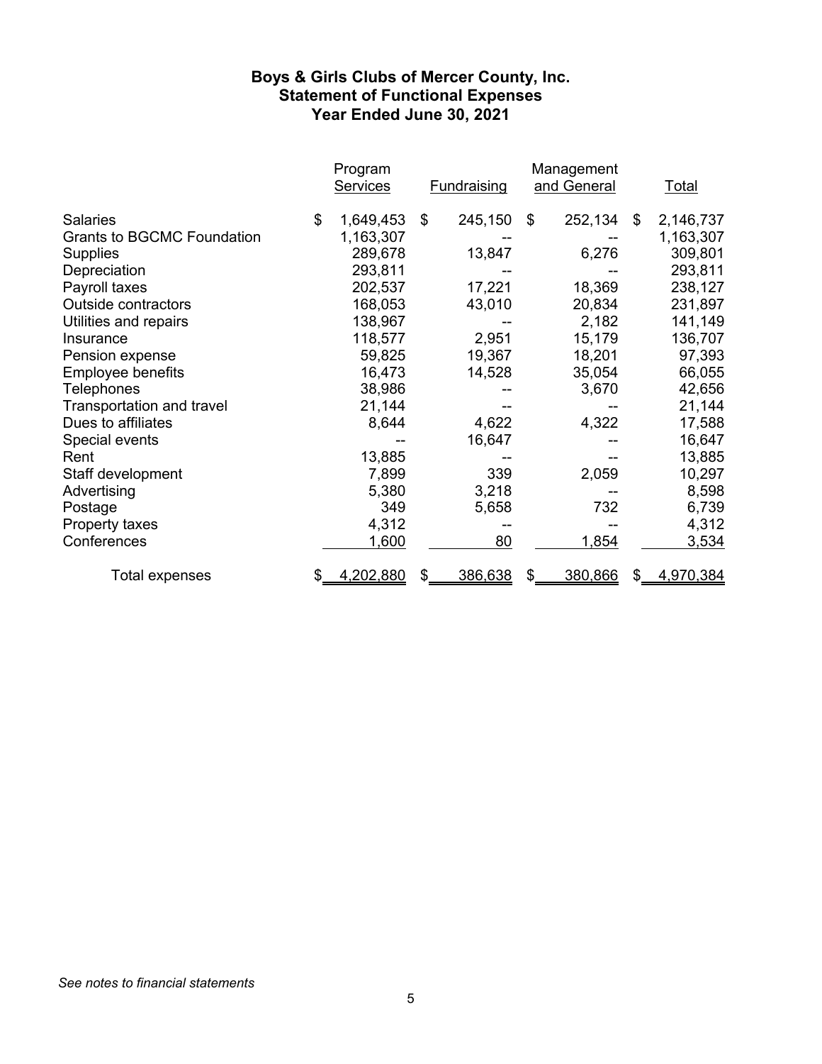# Boys & Girls Clubs of Mercer County, Inc.
## Statement of Functional Expenses
## Year Ended June 30, 2021

| | Program Services | Fundraising | Management and General | Total |
|---|---|---|---|---|
| Salaries | $ 1,649,453 | $ 245,150 | $ 252,134 | $ 2,146,737 |
| Grants to BGCMC Foundation | 1,163,307 | -- | -- | 1,163,307 |
| Supplies | 289,678 | 13,847 | 6,276 | 309,801 |
| Depreciation | 293,811 | -- | -- | 293,811 |
| Payroll taxes | 202,537 | 17,221 | 18,369 | 238,127 |
| Outside contractors | 168,053 | 43,010 | 20,834 | 231,897 |
| Utilities and repairs | 138,967 | -- | 2,182 | 141,149 |
| Insurance | 118,577 | 2,951 | 15,179 | 136,707 |
| Pension expense | 59,825 | 19,367 | 18,201 | 97,393 |
| Employee benefits | 16,473 | 14,528 | 35,054 | 66,055 |
| Telephones | 38,986 | -- | 3,670 | 42,656 |
| Transportation and travel | 21,144 | -- | -- | 21,144 |
| Dues to affiliates | 8,644 | 4,622 | 4,322 | 17,588 |
| Special events | -- | 16,647 | -- | 16,647 |
| Rent | 13,885 | -- | -- | 13,885 |
| Staff development | 7,899 | 339 | 2,059 | 10,297 |
| Advertising | 5,380 | 3,218 | -- | 8,598 |
| Postage | 349 | 5,658 | 732 | 6,739 |
| Property taxes | 4,312 | -- | -- | 4,312 |
| Conferences | 1,600 | 80 | 1,854 | 3,534 |
| Total expenses | $ 4,202,880 | $ 386,638 | $ 380,866 | $ 4,970,384 |

*See notes to financial statements*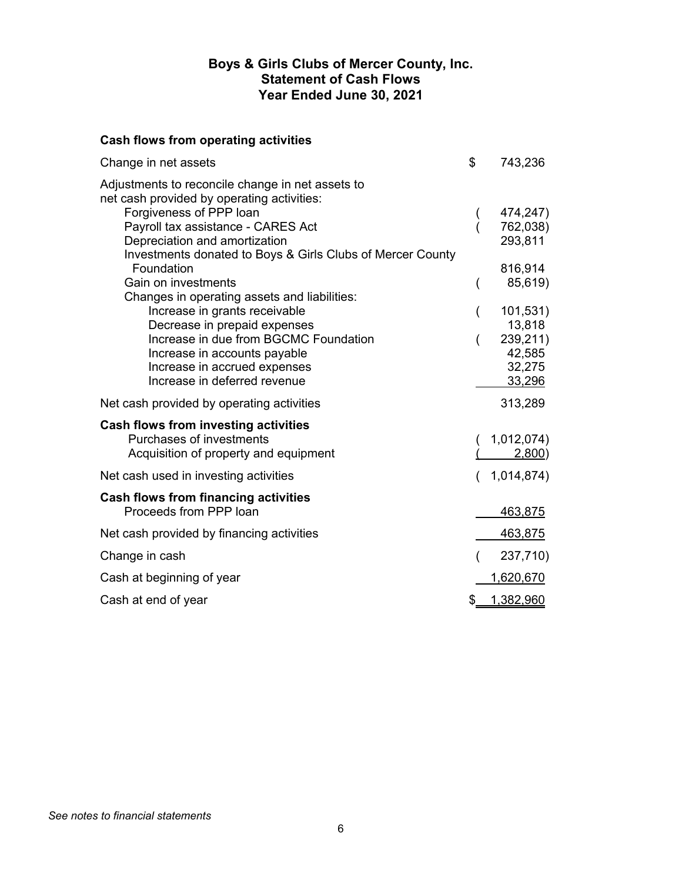# Boys & Girls Clubs of Mercer County, Inc.
## Statement of Cash Flows
## Year Ended June 30, 2021

| | |
|---|---|
| **Cash flows from operating activities** | |
| Change in net assets | $ 743,236 |
| Adjustments to reconcile change in net assets to net cash provided by operating activities: | |
| Forgiveness of PPP loan | (474,247) |
| Payroll tax assistance - CARES Act | (762,038) |
| Depreciation and amortization | 293,811 |
| Investments donated to Boys & Girls Clubs of Mercer County Foundation | 816,914 |
| Gain on investments | (85,619) |
| Changes in operating assets and liabilities: | |
| Increase in grants receivable | (101,531) |
| Decrease in prepaid expenses | 13,818 |
| Increase in due from BGCMC Foundation | (239,211) |
| Increase in accounts payable | 42,585 |
| Increase in accrued expenses | 32,275 |
| Increase in deferred revenue | 33,296 |
| Net cash provided by operating activities | 313,289 |
| **Cash flows from investing activities** | |
| Purchases of investments | (1,012,074) |
| Acquisition of property and equipment | (2,800) |
| Net cash used in investing activities | (1,014,874) |
| **Cash flows from financing activities** | |
| Proceeds from PPP loan | 463,875 |
| Net cash provided by financing activities | 463,875 |
| Change in cash | (237,710) |
| Cash at beginning of year | 1,620,670 |
| Cash at end of year | $ 1,382,960 |

*See notes to financial statements*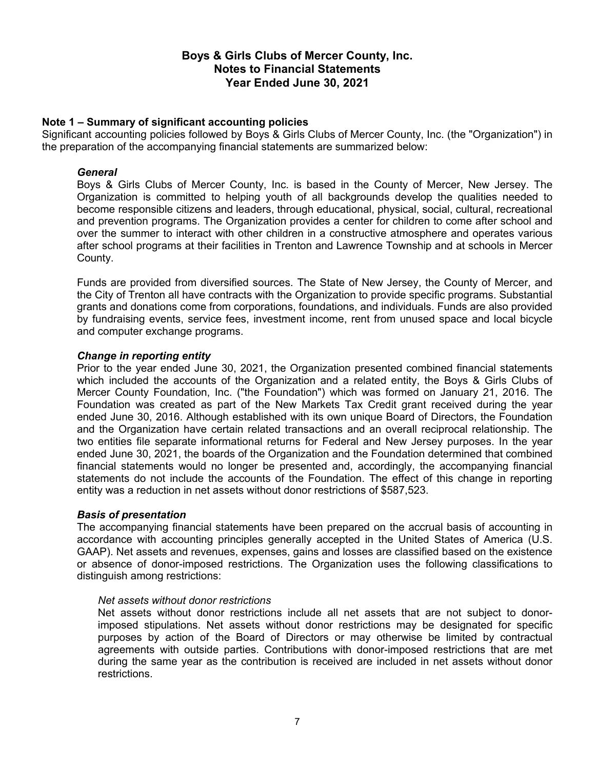# Boys & Girls Clubs of Mercer County, Inc.
## Notes to Financial Statements
## Year Ended June 30, 2021

**Note 1 – Summary of significant accounting policies**

Significant accounting policies followed by Boys & Girls Clubs of Mercer County, Inc. (the "Organization") in the preparation of the accompanying financial statements are summarized below:

***General***

Boys & Girls Clubs of Mercer County, Inc. is based in the County of Mercer, New Jersey. The Organization is committed to helping youth of all backgrounds develop the qualities needed to become responsible citizens and leaders, through educational, physical, social, cultural, recreational and prevention programs. The Organization provides a center for children to come after school and over the summer to interact with other children in a constructive atmosphere and operates various after school programs at their facilities in Trenton and Lawrence Township and at schools in Mercer County.

Funds are provided from diversified sources. The State of New Jersey, the County of Mercer, and the City of Trenton all have contracts with the Organization to provide specific programs. Substantial grants and donations come from corporations, foundations, and individuals. Funds are also provided by fundraising events, service fees, investment income, rent from unused space and local bicycle and computer exchange programs.

***Change in reporting entity***

Prior to the year ended June 30, 2021, the Organization presented combined financial statements which included the accounts of the Organization and a related entity, the Boys & Girls Clubs of Mercer County Foundation, Inc. ("the Foundation") which was formed on January 21, 2016. The Foundation was created as part of the New Markets Tax Credit grant received during the year ended June 30, 2016. Although established with its own unique Board of Directors, the Foundation and the Organization have certain related transactions and an overall reciprocal relationship. The two entities file separate informational returns for Federal and New Jersey purposes. In the year ended June 30, 2021, the boards of the Organization and the Foundation determined that combined financial statements would no longer be presented and, accordingly, the accompanying financial statements do not include the accounts of the Foundation. The effect of this change in reporting entity was a reduction in net assets without donor restrictions of $587,523.

***Basis of presentation***

The accompanying financial statements have been prepared on the accrual basis of accounting in accordance with accounting principles generally accepted in the United States of America (U.S. GAAP). Net assets and revenues, expenses, gains and losses are classified based on the existence or absence of donor-imposed restrictions. The Organization uses the following classifications to distinguish among restrictions:

*Net assets without donor restrictions*

Net assets without donor restrictions include all net assets that are not subject to donor-imposed stipulations. Net assets without donor restrictions may be designated for specific purposes by action of the Board of Directors or may otherwise be limited by contractual agreements with outside parties. Contributions with donor-imposed restrictions that are met during the same year as the contribution is received are included in net assets without donor restrictions.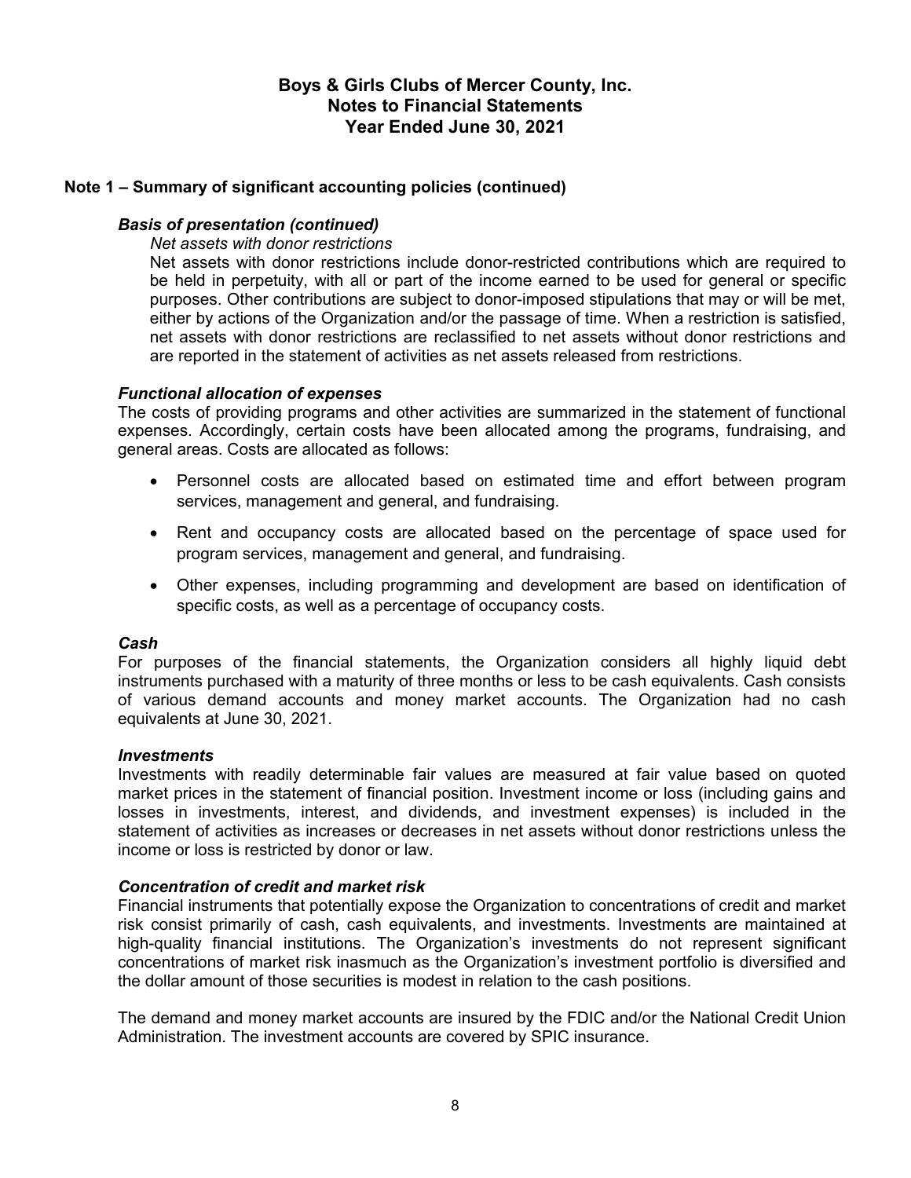### Note 1 – Summary of significant accounting policies (continued)

#### *Basis of presentation (continued)*

*Net assets with donor restrictions*

Net assets with donor restrictions include donor-restricted contributions which are required to be held in perpetuity, with all or part of the income earned to be used for general or specific purposes. Other contributions are subject to donor-imposed stipulations that may or will be met, either by actions of the Organization and/or the passage of time. When a restriction is satisfied, net assets with donor restrictions are reclassified to net assets without donor restrictions and are reported in the statement of activities as net assets released from restrictions.

#### *Functional allocation of expenses*

The costs of providing programs and other activities are summarized in the statement of functional expenses. Accordingly, certain costs have been allocated among the programs, fundraising, and general areas. Costs are allocated as follows:

- Personnel costs are allocated based on estimated time and effort between program services, management and general, and fundraising.
- Rent and occupancy costs are allocated based on the percentage of space used for program services, management and general, and fundraising.
- Other expenses, including programming and development are based on identification of specific costs, as well as a percentage of occupancy costs.

#### *Cash*

For purposes of the financial statements, the Organization considers all highly liquid debt instruments purchased with a maturity of three months or less to be cash equivalents. Cash consists of various demand accounts and money market accounts. The Organization had no cash equivalents at June 30, 2021.

#### *Investments*

Investments with readily determinable fair values are measured at fair value based on quoted market prices in the statement of financial position. Investment income or loss (including gains and losses in investments, interest, and dividends, and investment expenses) is included in the statement of activities as increases or decreases in net assets without donor restrictions unless the income or loss is restricted by donor or law.

#### *Concentration of credit and market risk*

Financial instruments that potentially expose the Organization to concentrations of credit and market risk consist primarily of cash, cash equivalents, and investments. Investments are maintained at high-quality financial institutions. The Organization's investments do not represent significant concentrations of market risk inasmuch as the Organization's investment portfolio is diversified and the dollar amount of those securities is modest in relation to the cash positions.

The demand and money market accounts are insured by the FDIC and/or the National Credit Union Administration. The investment accounts are covered by SPIC insurance.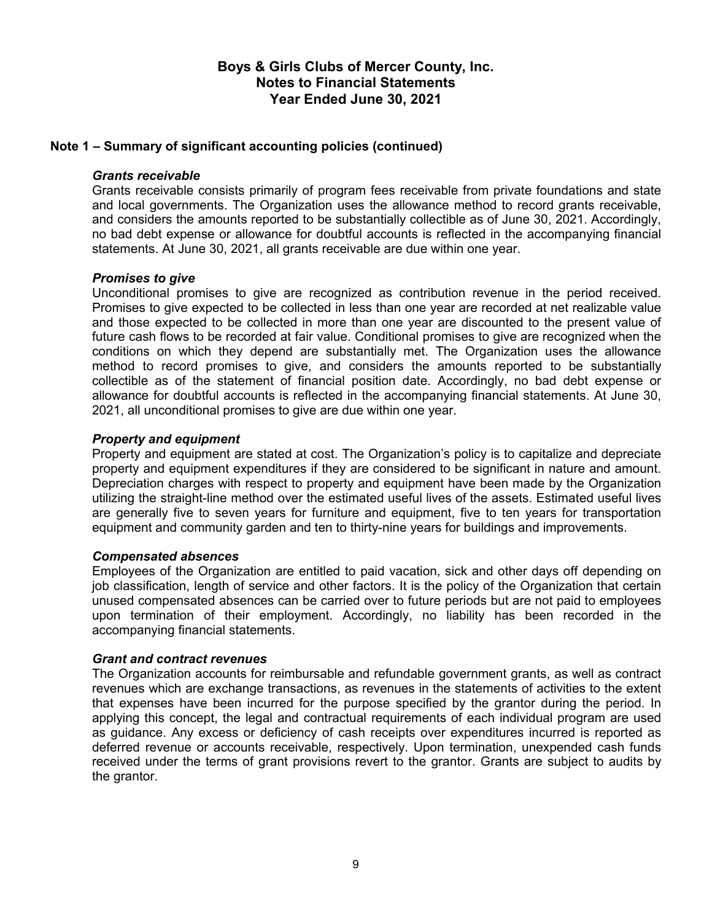## Note 1 – Summary of significant accounting policies (continued)

***Grants receivable***
Grants receivable consists primarily of program fees receivable from private foundations and state and local governments. The Organization uses the allowance method to record grants receivable, and considers the amounts reported to be substantially collectible as of June 30, 2021. Accordingly, no bad debt expense or allowance for doubtful accounts is reflected in the accompanying financial statements. At June 30, 2021, all grants receivable are due within one year.

***Promises to give***
Unconditional promises to give are recognized as contribution revenue in the period received. Promises to give expected to be collected in less than one year are recorded at net realizable value and those expected to be collected in more than one year are discounted to the present value of future cash flows to be recorded at fair value. Conditional promises to give are recognized when the conditions on which they depend are substantially met. The Organization uses the allowance method to record promises to give, and considers the amounts reported to be substantially collectible as of the statement of financial position date. Accordingly, no bad debt expense or allowance for doubtful accounts is reflected in the accompanying financial statements. At June 30, 2021, all unconditional promises to give are due within one year.

***Property and equipment***
Property and equipment are stated at cost. The Organization's policy is to capitalize and depreciate property and equipment expenditures if they are considered to be significant in nature and amount. Depreciation charges with respect to property and equipment have been made by the Organization utilizing the straight-line method over the estimated useful lives of the assets. Estimated useful lives are generally five to seven years for furniture and equipment, five to ten years for transportation equipment and community garden and ten to thirty-nine years for buildings and improvements.

***Compensated absences***
Employees of the Organization are entitled to paid vacation, sick and other days off depending on job classification, length of service and other factors. It is the policy of the Organization that certain unused compensated absences can be carried over to future periods but are not paid to employees upon termination of their employment. Accordingly, no liability has been recorded in the accompanying financial statements.

***Grant and contract revenues***
The Organization accounts for reimbursable and refundable government grants, as well as contract revenues which are exchange transactions, as revenues in the statements of activities to the extent that expenses have been incurred for the purpose specified by the grantor during the period. In applying this concept, the legal and contractual requirements of each individual program are used as guidance. Any excess or deficiency of cash receipts over expenditures incurred is reported as deferred revenue or accounts receivable, respectively. Upon termination, unexpended cash funds received under the terms of grant provisions revert to the grantor. Grants are subject to audits by the grantor.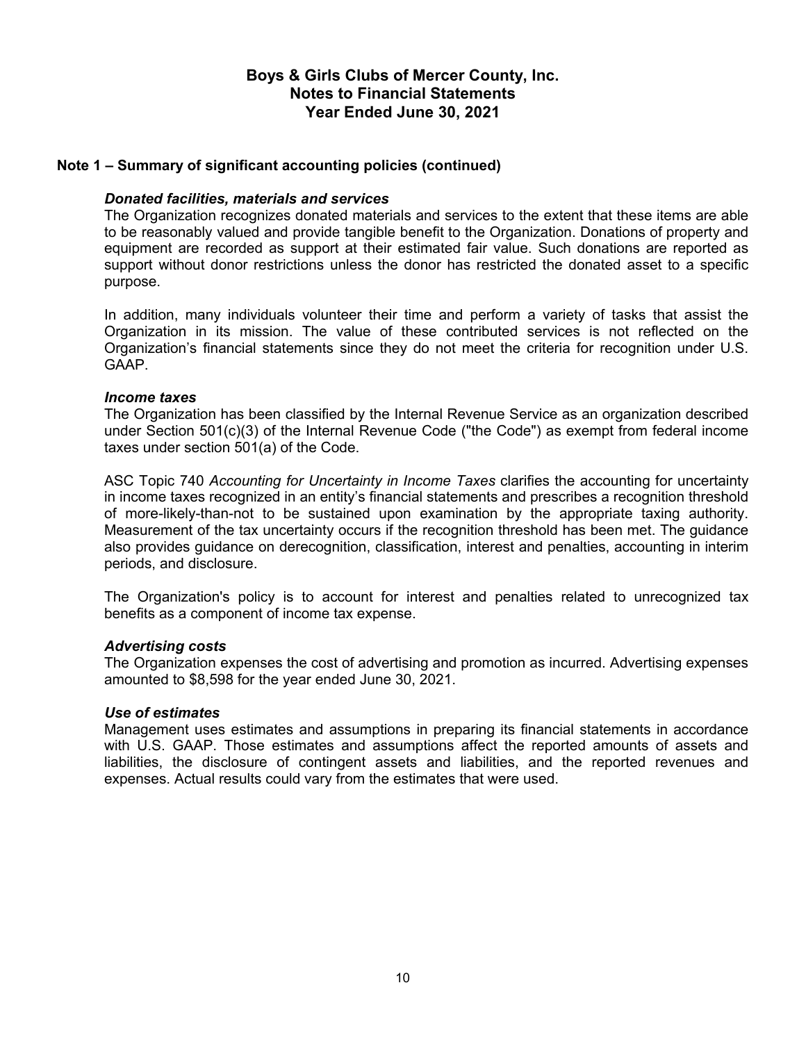# Boys & Girls Clubs of Mercer County, Inc.
# Notes to Financial Statements
# Year Ended June 30, 2021

## Note 1 – Summary of significant accounting policies (continued)

### *Donated facilities, materials and services*

The Organization recognizes donated materials and services to the extent that these items are able to be reasonably valued and provide tangible benefit to the Organization. Donations of property and equipment are recorded as support at their estimated fair value. Such donations are reported as support without donor restrictions unless the donor has restricted the donated asset to a specific purpose.

In addition, many individuals volunteer their time and perform a variety of tasks that assist the Organization in its mission. The value of these contributed services is not reflected on the Organization's financial statements since they do not meet the criteria for recognition under U.S. GAAP.

### *Income taxes*

The Organization has been classified by the Internal Revenue Service as an organization described under Section 501(c)(3) of the Internal Revenue Code ("the Code") as exempt from federal income taxes under section 501(a) of the Code.

ASC Topic 740 *Accounting for Uncertainty in Income Taxes* clarifies the accounting for uncertainty in income taxes recognized in an entity's financial statements and prescribes a recognition threshold of more-likely-than-not to be sustained upon examination by the appropriate taxing authority. Measurement of the tax uncertainty occurs if the recognition threshold has been met. The guidance also provides guidance on derecognition, classification, interest and penalties, accounting in interim periods, and disclosure.

The Organization's policy is to account for interest and penalties related to unrecognized tax benefits as a component of income tax expense.

### *Advertising costs*

The Organization expenses the cost of advertising and promotion as incurred. Advertising expenses amounted to $8,598 for the year ended June 30, 2021.

### *Use of estimates*

Management uses estimates and assumptions in preparing its financial statements in accordance with U.S. GAAP. Those estimates and assumptions affect the reported amounts of assets and liabilities, the disclosure of contingent assets and liabilities, and the reported revenues and expenses. Actual results could vary from the estimates that were used.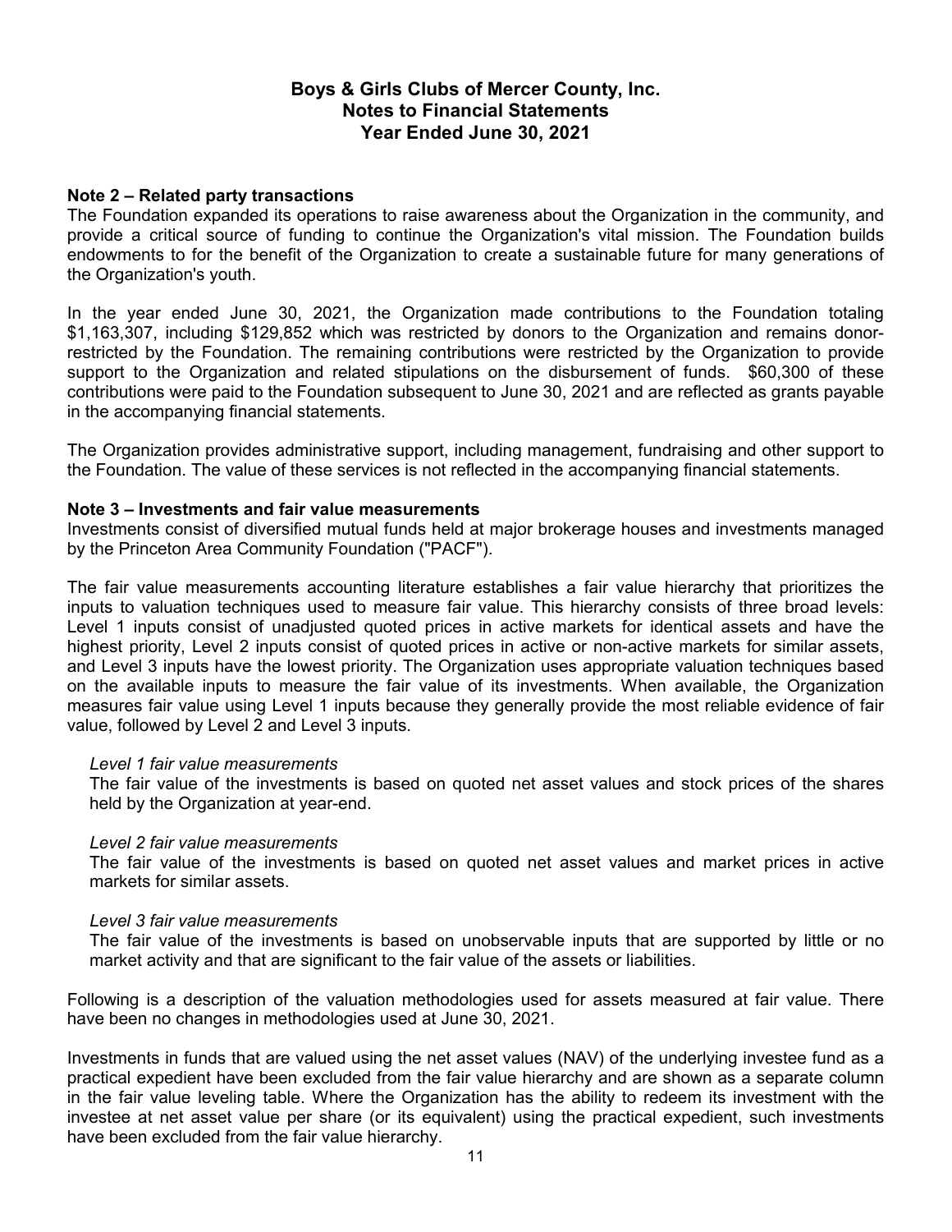# Boys & Girls Clubs of Mercer County, Inc.
## Notes to Financial Statements
## Year Ended June 30, 2021

**Note 2 – Related party transactions**

The Foundation expanded its operations to raise awareness about the Organization in the community, and provide a critical source of funding to continue the Organization's vital mission. The Foundation builds endowments to for the benefit of the Organization to create a sustainable future for many generations of the Organization's youth.

In the year ended June 30, 2021, the Organization made contributions to the Foundation totaling $1,163,307, including $129,852 which was restricted by donors to the Organization and remains donor-restricted by the Foundation. The remaining contributions were restricted by the Organization to provide support to the Organization and related stipulations on the disbursement of funds. $60,300 of these contributions were paid to the Foundation subsequent to June 30, 2021 and are reflected as grants payable in the accompanying financial statements.

The Organization provides administrative support, including management, fundraising and other support to the Foundation. The value of these services is not reflected in the accompanying financial statements.

**Note 3 – Investments and fair value measurements**

Investments consist of diversified mutual funds held at major brokerage houses and investments managed by the Princeton Area Community Foundation ("PACF").

The fair value measurements accounting literature establishes a fair value hierarchy that prioritizes the inputs to valuation techniques used to measure fair value. This hierarchy consists of three broad levels: Level 1 inputs consist of unadjusted quoted prices in active markets for identical assets and have the highest priority, Level 2 inputs consist of quoted prices in active or non-active markets for similar assets, and Level 3 inputs have the lowest priority. The Organization uses appropriate valuation techniques based on the available inputs to measure the fair value of its investments. When available, the Organization measures fair value using Level 1 inputs because they generally provide the most reliable evidence of fair value, followed by Level 2 and Level 3 inputs.

*Level 1 fair value measurements*

The fair value of the investments is based on quoted net asset values and stock prices of the shares held by the Organization at year-end.

*Level 2 fair value measurements*

The fair value of the investments is based on quoted net asset values and market prices in active markets for similar assets.

*Level 3 fair value measurements*

The fair value of the investments is based on unobservable inputs that are supported by little or no market activity and that are significant to the fair value of the assets or liabilities.

Following is a description of the valuation methodologies used for assets measured at fair value. There have been no changes in methodologies used at June 30, 2021.

Investments in funds that are valued using the net asset values (NAV) of the underlying investee fund as a practical expedient have been excluded from the fair value hierarchy and are shown as a separate column in the fair value leveling table. Where the Organization has the ability to redeem its investment with the investee at net asset value per share (or its equivalent) using the practical expedient, such investments have been excluded from the fair value hierarchy.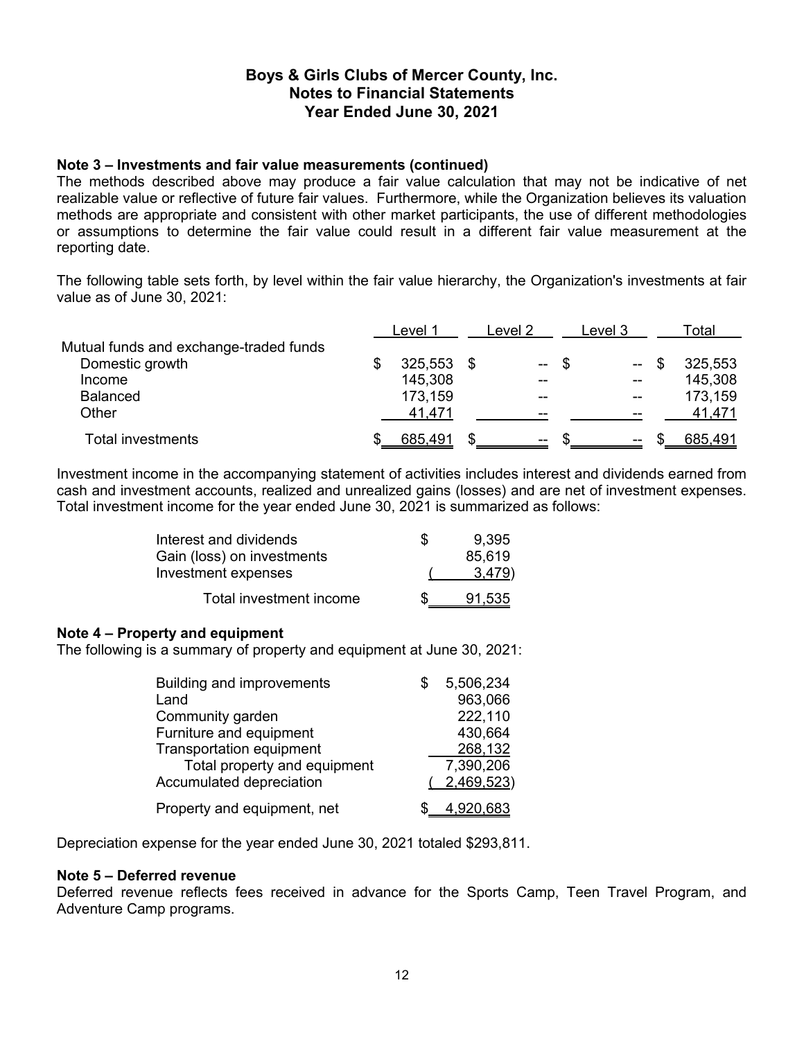# Boys & Girls Clubs of Mercer County, Inc.
## Notes to Financial Statements
## Year Ended June 30, 2021

**Note 3 – Investments and fair value measurements (continued)**

The methods described above may produce a fair value calculation that may not be indicative of net realizable value or reflective of future fair values. Furthermore, while the Organization believes its valuation methods are appropriate and consistent with other market participants, the use of different methodologies or assumptions to determine the fair value could result in a different fair value measurement at the reporting date.

The following table sets forth, by level within the fair value hierarchy, the Organization's investments at fair value as of June 30, 2021:

| | Level 1 | Level 2 | Level 3 | Total |
|---|---|---|---|---|
| Mutual funds and exchange-traded funds | | | | |
| Domestic growth | $ 325,553 | $ -- | $ -- | $ 325,553 |
| Income | 145,308 | -- | -- | 145,308 |
| Balanced | 173,159 | -- | -- | 173,159 |
| Other | 41,471 | -- | -- | 41,471 |
| Total investments | $ 685,491 | $ -- | $ -- | $ 685,491 |

Investment income in the accompanying statement of activities includes interest and dividends earned from cash and investment accounts, realized and unrealized gains (losses) and are net of investment expenses. Total investment income for the year ended June 30, 2021 is summarized as follows:

| | |
|---|---|
| Interest and dividends | $ 9,395 |
| Gain (loss) on investments | 85,619 |
| Investment expenses | ( 3,479) |
| Total investment income | $ 91,535 |

**Note 4 – Property and equipment**

The following is a summary of property and equipment at June 30, 2021:

| | |
|---|---|
| Building and improvements | $ 5,506,234 |
| Land | 963,066 |
| Community garden | 222,110 |
| Furniture and equipment | 430,664 |
| Transportation equipment | 268,132 |
| Total property and equipment | 7,390,206 |
| Accumulated depreciation | ( 2,469,523) |
| Property and equipment, net | $ 4,920,683 |

Depreciation expense for the year ended June 30, 2021 totaled $293,811.

**Note 5 – Deferred revenue**

Deferred revenue reflects fees received in advance for the Sports Camp, Teen Travel Program, and Adventure Camp programs.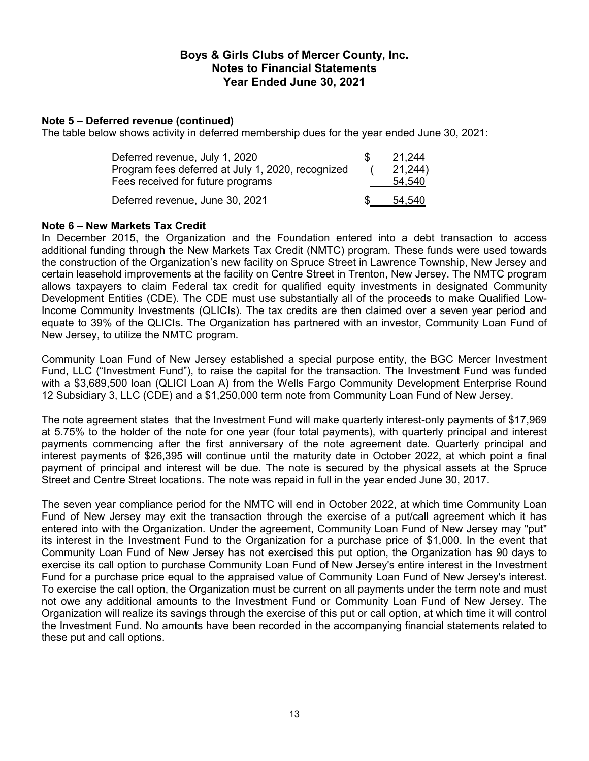# Boys & Girls Clubs of Mercer County, Inc.
## Notes to Financial Statements
## Year Ended June 30, 2021

**Note 5 – Deferred revenue (continued)**

The table below shows activity in deferred membership dues for the year ended June 30, 2021:

| | |
|---|---|
| Deferred revenue, July 1, 2020 | $ 21,244 |
| Program fees deferred at July 1, 2020, recognized | ( 21,244) |
| Fees received for future programs | 54,540 |
| Deferred revenue, June 30, 2021 | $ 54,540 |

**Note 6 – New Markets Tax Credit**

In December 2015, the Organization and the Foundation entered into a debt transaction to access additional funding through the New Markets Tax Credit (NMTC) program. These funds were used towards the construction of the Organization's new facility on Spruce Street in Lawrence Township, New Jersey and certain leasehold improvements at the facility on Centre Street in Trenton, New Jersey. The NMTC program allows taxpayers to claim Federal tax credit for qualified equity investments in designated Community Development Entities (CDE). The CDE must use substantially all of the proceeds to make Qualified Low-Income Community Investments (QLICIs). The tax credits are then claimed over a seven year period and equate to 39% of the QLICIs. The Organization has partnered with an investor, Community Loan Fund of New Jersey, to utilize the NMTC program.

Community Loan Fund of New Jersey established a special purpose entity, the BGC Mercer Investment Fund, LLC ("Investment Fund"), to raise the capital for the transaction. The Investment Fund was funded with a $3,689,500 loan (QLICI Loan A) from the Wells Fargo Community Development Enterprise Round 12 Subsidiary 3, LLC (CDE) and a $1,250,000 term note from Community Loan Fund of New Jersey.

The note agreement states that the Investment Fund will make quarterly interest-only payments of $17,969 at 5.75% to the holder of the note for one year (four total payments), with quarterly principal and interest payments commencing after the first anniversary of the note agreement date. Quarterly principal and interest payments of $26,395 will continue until the maturity date in October 2022, at which point a final payment of principal and interest will be due. The note is secured by the physical assets at the Spruce Street and Centre Street locations. The note was repaid in full in the year ended June 30, 2017.

The seven year compliance period for the NMTC will end in October 2022, at which time Community Loan Fund of New Jersey may exit the transaction through the exercise of a put/call agreement which it has entered into with the Organization. Under the agreement, Community Loan Fund of New Jersey may "put" its interest in the Investment Fund to the Organization for a purchase price of $1,000. In the event that Community Loan Fund of New Jersey has not exercised this put option, the Organization has 90 days to exercise its call option to purchase Community Loan Fund of New Jersey's entire interest in the Investment Fund for a purchase price equal to the appraised value of Community Loan Fund of New Jersey's interest. To exercise the call option, the Organization must be current on all payments under the term note and must not owe any amounts to the Investment Fund or Community Loan Fund of New Jersey. The Organization will realize its savings through the exercise of this put or call option, at which time it will control the Investment Fund. No amounts have been recorded in the accompanying financial statements related to these put and call options.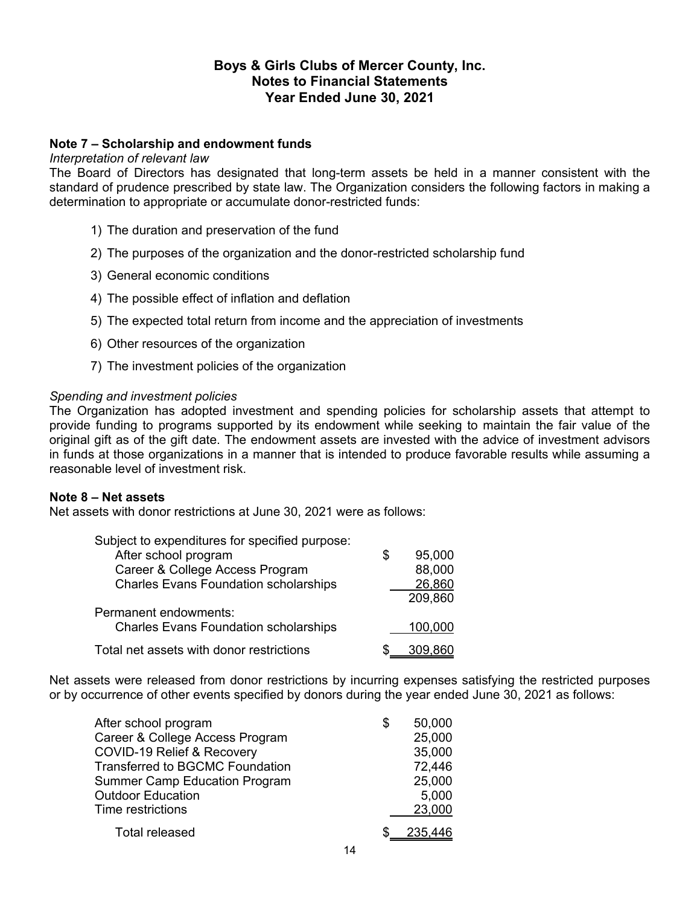# Boys & Girls Clubs of Mercer County, Inc.
## Notes to Financial Statements
## Year Ended June 30, 2021

**Note 7 – Scholarship and endowment funds**

*Interpretation of relevant law*

The Board of Directors has designated that long-term assets be held in a manner consistent with the standard of prudence prescribed by state law. The Organization considers the following factors in making a determination to appropriate or accumulate donor-restricted funds:

1) The duration and preservation of the fund
2) The purposes of the organization and the donor-restricted scholarship fund
3) General economic conditions
4) The possible effect of inflation and deflation
5) The expected total return from income and the appreciation of investments
6) Other resources of the organization
7) The investment policies of the organization

*Spending and investment policies*

The Organization has adopted investment and spending policies for scholarship assets that attempt to provide funding to programs supported by its endowment while seeking to maintain the fair value of the original gift as of the gift date. The endowment assets are invested with the advice of investment advisors in funds at those organizations in a manner that is intended to produce favorable results while assuming a reasonable level of investment risk.

**Note 8 – Net assets**

Net assets with donor restrictions at June 30, 2021 were as follows:

| | |
|---|---|
| Subject to expenditures for specified purpose: | |
| After school program | $ 95,000 |
| Career & College Access Program | 88,000 |
| Charles Evans Foundation scholarships | 26,860 |
| | 209,860 |
| Permanent endowments: | |
| Charles Evans Foundation scholarships | 100,000 |
| Total net assets with donor restrictions | $ 309,860 |

Net assets were released from donor restrictions by incurring expenses satisfying the restricted purposes or by occurrence of other events specified by donors during the year ended June 30, 2021 as follows:

| | |
|---|---|
| After school program | $ 50,000 |
| Career & College Access Program | 25,000 |
| COVID-19 Relief & Recovery | 35,000 |
| Transferred to BGCMC Foundation | 72,446 |
| Summer Camp Education Program | 25,000 |
| Outdoor Education | 5,000 |
| Time restrictions | 23,000 |
| Total released | $ 235,446 |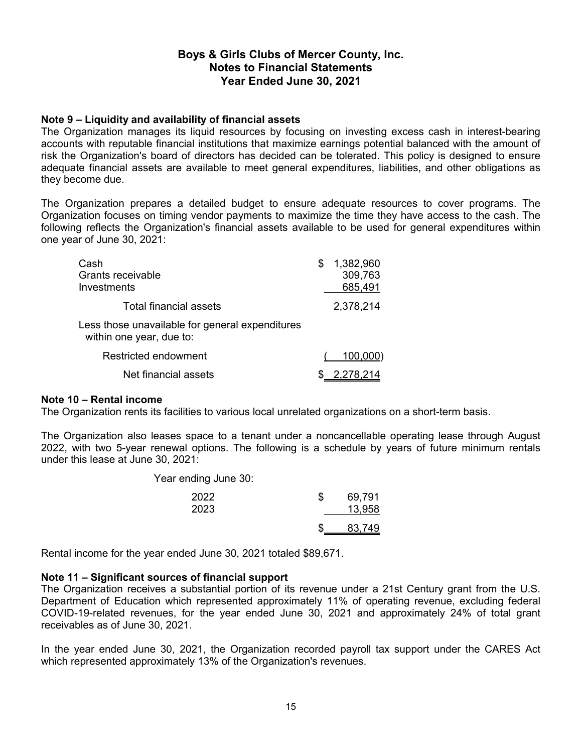**Boys & Girls Clubs of Mercer County, Inc.**
**Notes to Financial Statements**
**Year Ended June 30, 2021**

### Note 9 – Liquidity and availability of financial assets

The Organization manages its liquid resources by focusing on investing excess cash in interest-bearing accounts with reputable financial institutions that maximize earnings potential balanced with the amount of risk the Organization's board of directors has decided can be tolerated. This policy is designed to ensure adequate financial assets are available to meet general expenditures, liabilities, and other obligations as they become due.

The Organization prepares a detailed budget to ensure adequate resources to cover programs. The Organization focuses on timing vendor payments to maximize the time they have access to the cash. The following reflects the Organization's financial assets available to be used for general expenditures within one year of June 30, 2021:

| | |
|---|---|
| Cash | $ 1,382,960 |
| Grants receivable | 309,763 |
| Investments | 685,491 |
| Total financial assets | 2,378,214 |
| Less those unavailable for general expenditures within one year, due to: | |
| Restricted endowment | ( 100,000) |
| Net financial assets | $ 2,278,214 |

### Note 10 – Rental income

The Organization rents its facilities to various local unrelated organizations on a short-term basis.

The Organization also leases space to a tenant under a noncancellable operating lease through August 2022, with two 5-year renewal options. The following is a schedule by years of future minimum rentals under this lease at June 30, 2021:

| Year ending June 30: | |
|---|---|
| 2022 | $ 69,791 |
| 2023 | 13,958 |
| | $ 83,749 |

Rental income for the year ended June 30, 2021 totaled $89,671.

### Note 11 – Significant sources of financial support

The Organization receives a substantial portion of its revenue under a 21st Century grant from the U.S. Department of Education which represented approximately 11% of operating revenue, excluding federal COVID-19-related revenues, for the year ended June 30, 2021 and approximately 24% of total grant receivables as of June 30, 2021.

In the year ended June 30, 2021, the Organization recorded payroll tax support under the CARES Act which represented approximately 13% of the Organization's revenues.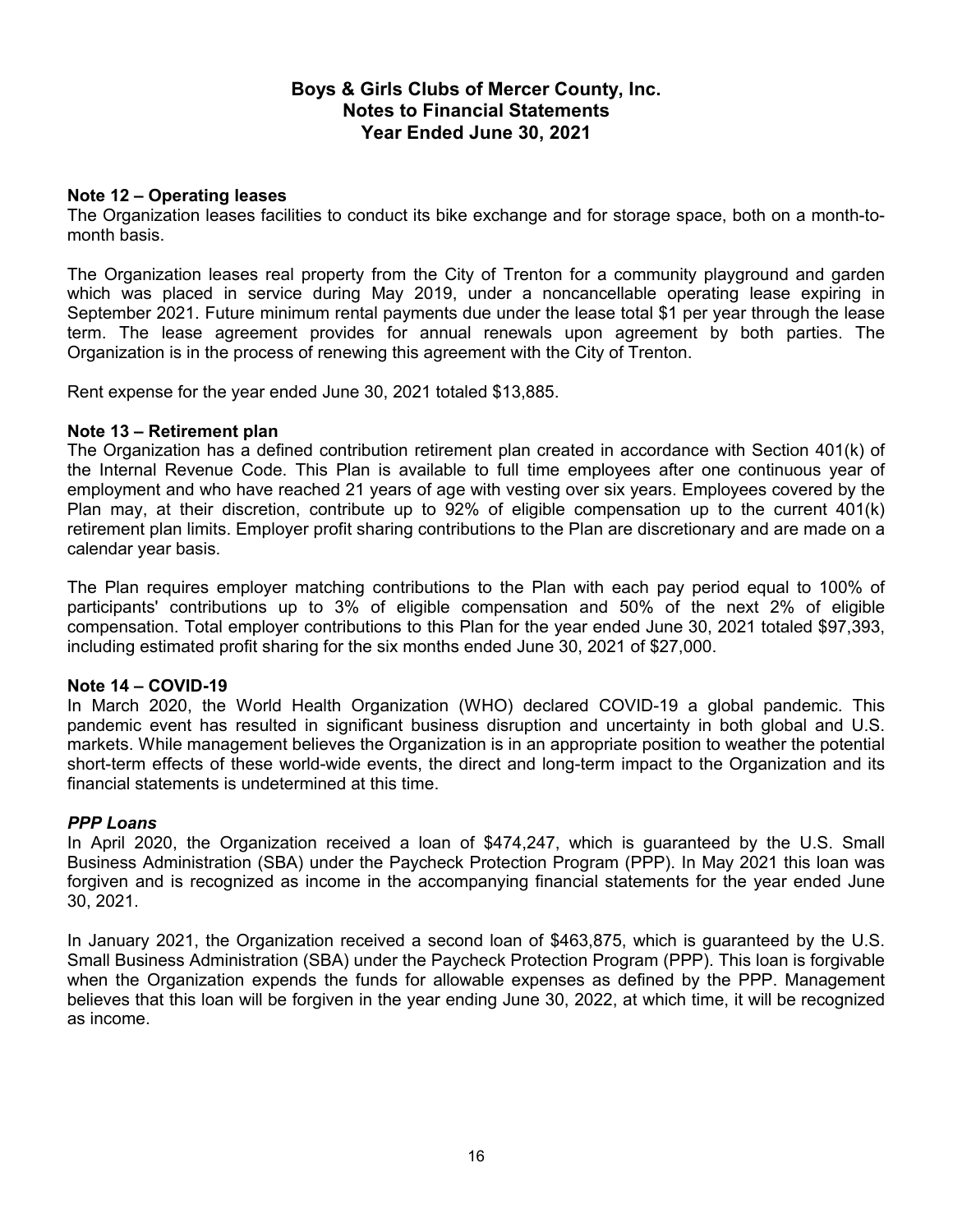# Boys & Girls Clubs of Mercer County, Inc.
## Notes to Financial Statements
## Year Ended June 30, 2021

**Note 12 – Operating leases**

The Organization leases facilities to conduct its bike exchange and for storage space, both on a month-to-month basis.

The Organization leases real property from the City of Trenton for a community playground and garden which was placed in service during May 2019, under a noncancellable operating lease expiring in September 2021. Future minimum rental payments due under the lease total $1 per year through the lease term. The lease agreement provides for annual renewals upon agreement by both parties. The Organization is in the process of renewing this agreement with the City of Trenton.

Rent expense for the year ended June 30, 2021 totaled $13,885.

**Note 13 – Retirement plan**

The Organization has a defined contribution retirement plan created in accordance with Section 401(k) of the Internal Revenue Code. This Plan is available to full time employees after one continuous year of employment and who have reached 21 years of age with vesting over six years. Employees covered by the Plan may, at their discretion, contribute up to 92% of eligible compensation up to the current 401(k) retirement plan limits. Employer profit sharing contributions to the Plan are discretionary and are made on a calendar year basis.

The Plan requires employer matching contributions to the Plan with each pay period equal to 100% of participants' contributions up to 3% of eligible compensation and 50% of the next 2% of eligible compensation. Total employer contributions to this Plan for the year ended June 30, 2021 totaled $97,393, including estimated profit sharing for the six months ended June 30, 2021 of $27,000.

**Note 14 – COVID-19**

In March 2020, the World Health Organization (WHO) declared COVID-19 a global pandemic. This pandemic event has resulted in significant business disruption and uncertainty in both global and U.S. markets. While management believes the Organization is in an appropriate position to weather the potential short-term effects of these world-wide events, the direct and long-term impact to the Organization and its financial statements is undetermined at this time.

***PPP Loans***

In April 2020, the Organization received a loan of $474,247, which is guaranteed by the U.S. Small Business Administration (SBA) under the Paycheck Protection Program (PPP). In May 2021 this loan was forgiven and is recognized as income in the accompanying financial statements for the year ended June 30, 2021.

In January 2021, the Organization received a second loan of $463,875, which is guaranteed by the U.S. Small Business Administration (SBA) under the Paycheck Protection Program (PPP). This loan is forgivable when the Organization expends the funds for allowable expenses as defined by the PPP. Management believes that this loan will be forgiven in the year ending June 30, 2022, at which time, it will be recognized as income.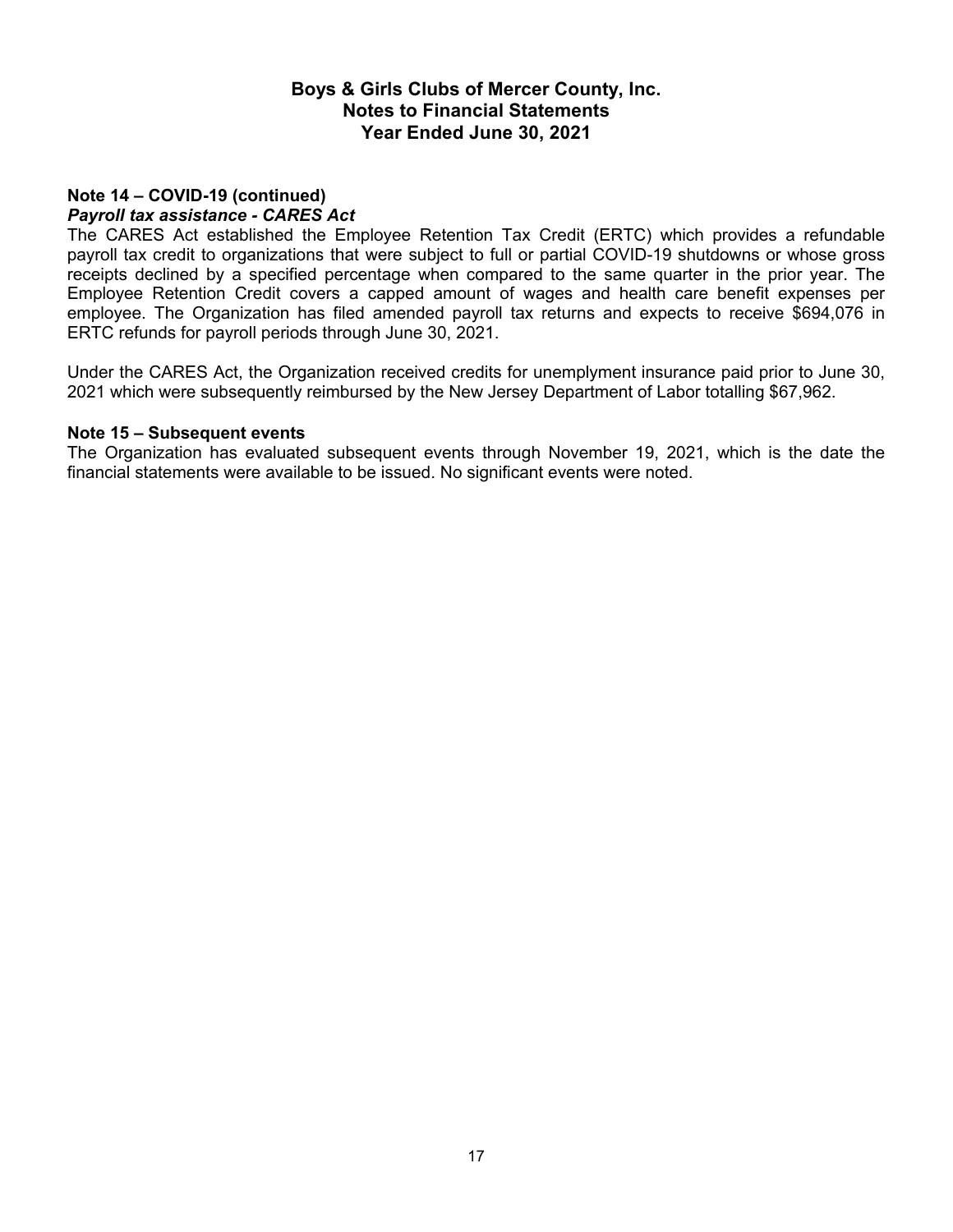**Note 14 – COVID-19 (continued)**

***Payroll tax assistance - CARES Act***

The CARES Act established the Employee Retention Tax Credit (ERTC) which provides a refundable payroll tax credit to organizations that were subject to full or partial COVID-19 shutdowns or whose gross receipts declined by a specified percentage when compared to the same quarter in the prior year. The Employee Retention Credit covers a capped amount of wages and health care benefit expenses per employee. The Organization has filed amended payroll tax returns and expects to receive $694,076 in ERTC refunds for payroll periods through June 30, 2021.

Under the CARES Act, the Organization received credits for unemplyment insurance paid prior to June 30, 2021 which were subsequently reimbursed by the New Jersey Department of Labor totalling $67,962.

**Note 15 – Subsequent events**

The Organization has evaluated subsequent events through November 19, 2021, which is the date the financial statements were available to be issued. No significant events were noted.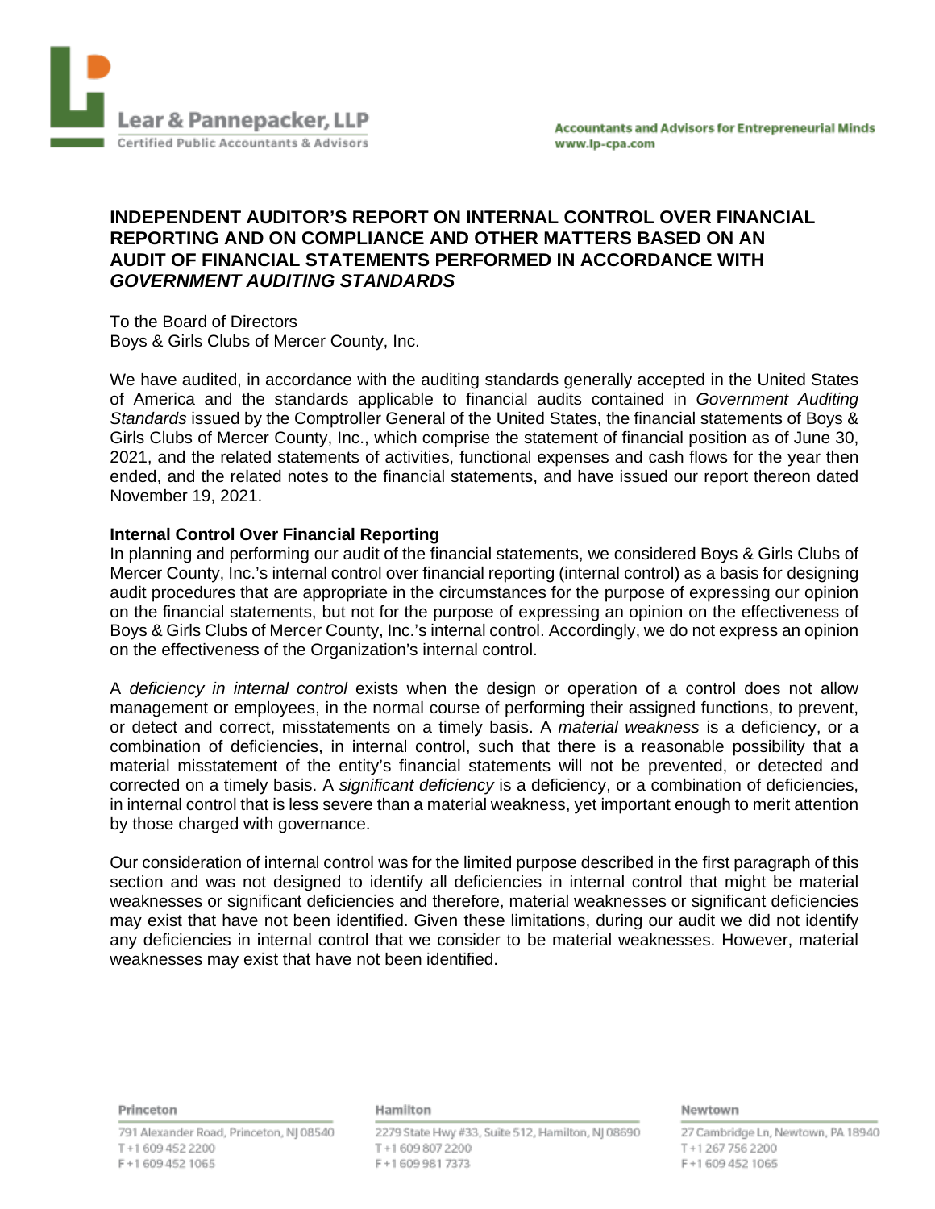Lear & Pannepacker, LLP
Certified Public Accountants & Advisors

Accountants and Advisors for Entrepreneurial Minds
www.lp-cpa.com

# INDEPENDENT AUDITOR'S REPORT ON INTERNAL CONTROL OVER FINANCIAL REPORTING AND ON COMPLIANCE AND OTHER MATTERS BASED ON AN AUDIT OF FINANCIAL STATEMENTS PERFORMED IN ACCORDANCE WITH *GOVERNMENT AUDITING STANDARDS*

To the Board of Directors
Boys & Girls Clubs of Mercer County, Inc.

We have audited, in accordance with the auditing standards generally accepted in the United States of America and the standards applicable to financial audits contained in *Government Auditing Standards* issued by the Comptroller General of the United States, the financial statements of Boys & Girls Clubs of Mercer County, Inc., which comprise the statement of financial position as of June 30, 2021, and the related statements of activities, functional expenses and cash flows for the year then ended, and the related notes to the financial statements, and have issued our report thereon dated November 19, 2021.

**Internal Control Over Financial Reporting**

In planning and performing our audit of the financial statements, we considered Boys & Girls Clubs of Mercer County, Inc.'s internal control over financial reporting (internal control) as a basis for designing audit procedures that are appropriate in the circumstances for the purpose of expressing our opinion on the financial statements, but not for the purpose of expressing an opinion on the effectiveness of Boys & Girls Clubs of Mercer County, Inc.'s internal control. Accordingly, we do not express an opinion on the effectiveness of the Organization's internal control.

A *deficiency in internal control* exists when the design or operation of a control does not allow management or employees, in the normal course of performing their assigned functions, to prevent, or detect and correct, misstatements on a timely basis. A *material weakness* is a deficiency, or a combination of deficiencies, in internal control, such that there is a reasonable possibility that a material misstatement of the entity's financial statements will not be prevented, or detected and corrected on a timely basis. A *significant deficiency* is a deficiency, or a combination of deficiencies, in internal control that is less severe than a material weakness, yet important enough to merit attention by those charged with governance.

Our consideration of internal control was for the limited purpose described in the first paragraph of this section and was not designed to identify all deficiencies in internal control that might be material weaknesses or significant deficiencies and therefore, material weaknesses or significant deficiencies may exist that have not been identified. Given these limitations, during our audit we did not identify any deficiencies in internal control that we consider to be material weaknesses. However, material weaknesses may exist that have not been identified.

**Princeton**
791 Alexander Road, Princeton, NJ 08540
T +1 609 452 2200
F +1 609 452 1065

**Hamilton**
2279 State Hwy #33, Suite 512, Hamilton, NJ 08690
T +1 609 807 2200
F +1 609 981 7373

**Newtown**
27 Cambridge Ln, Newtown, PA 18940
T +1 267 756 2200
F +1 609 452 1065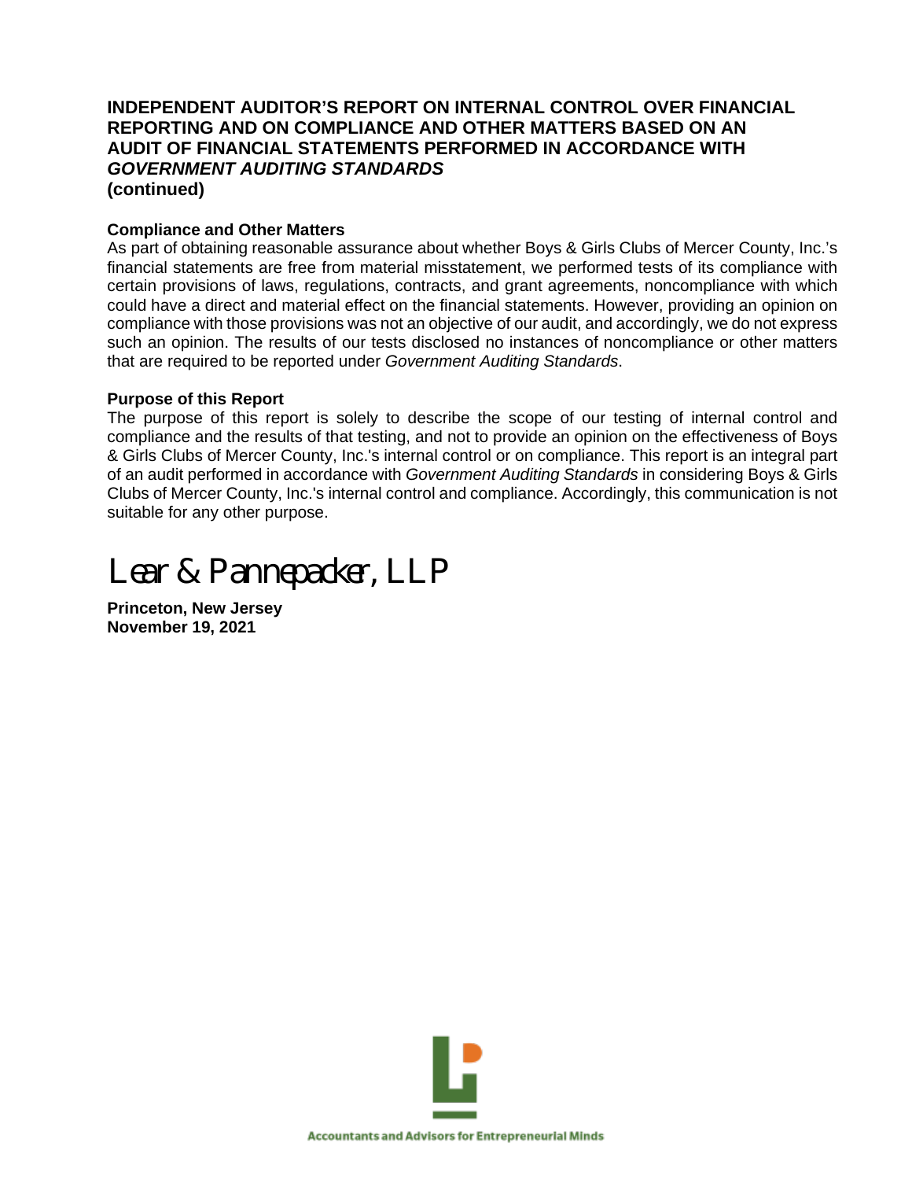**INDEPENDENT AUDITOR'S REPORT ON INTERNAL CONTROL OVER FINANCIAL REPORTING AND ON COMPLIANCE AND OTHER MATTERS BASED ON AN AUDIT OF FINANCIAL STATEMENTS PERFORMED IN ACCORDANCE WITH *GOVERNMENT AUDITING STANDARDS***
**(continued)**

**Compliance and Other Matters**

As part of obtaining reasonable assurance about whether Boys & Girls Clubs of Mercer County, Inc.'s financial statements are free from material misstatement, we performed tests of its compliance with certain provisions of laws, regulations, contracts, and grant agreements, noncompliance with which could have a direct and material effect on the financial statements. However, providing an opinion on compliance with those provisions was not an objective of our audit, and accordingly, we do not express such an opinion. The results of our tests disclosed no instances of noncompliance or other matters that are required to be reported under *Government Auditing Standards*.

**Purpose of this Report**

The purpose of this report is solely to describe the scope of our testing of internal control and compliance and the results of that testing, and not to provide an opinion on the effectiveness of Boys & Girls Clubs of Mercer County, Inc.'s internal control or on compliance. This report is an integral part of an audit performed in accordance with *Government Auditing Standards* in considering Boys & Girls Clubs of Mercer County, Inc.'s internal control and compliance. Accordingly, this communication is not suitable for any other purpose.

Lear & Pannepacker, LLP

**Princeton, New Jersey**
**November 19, 2021**

Accountants and Advisors for Entrepreneurial Minds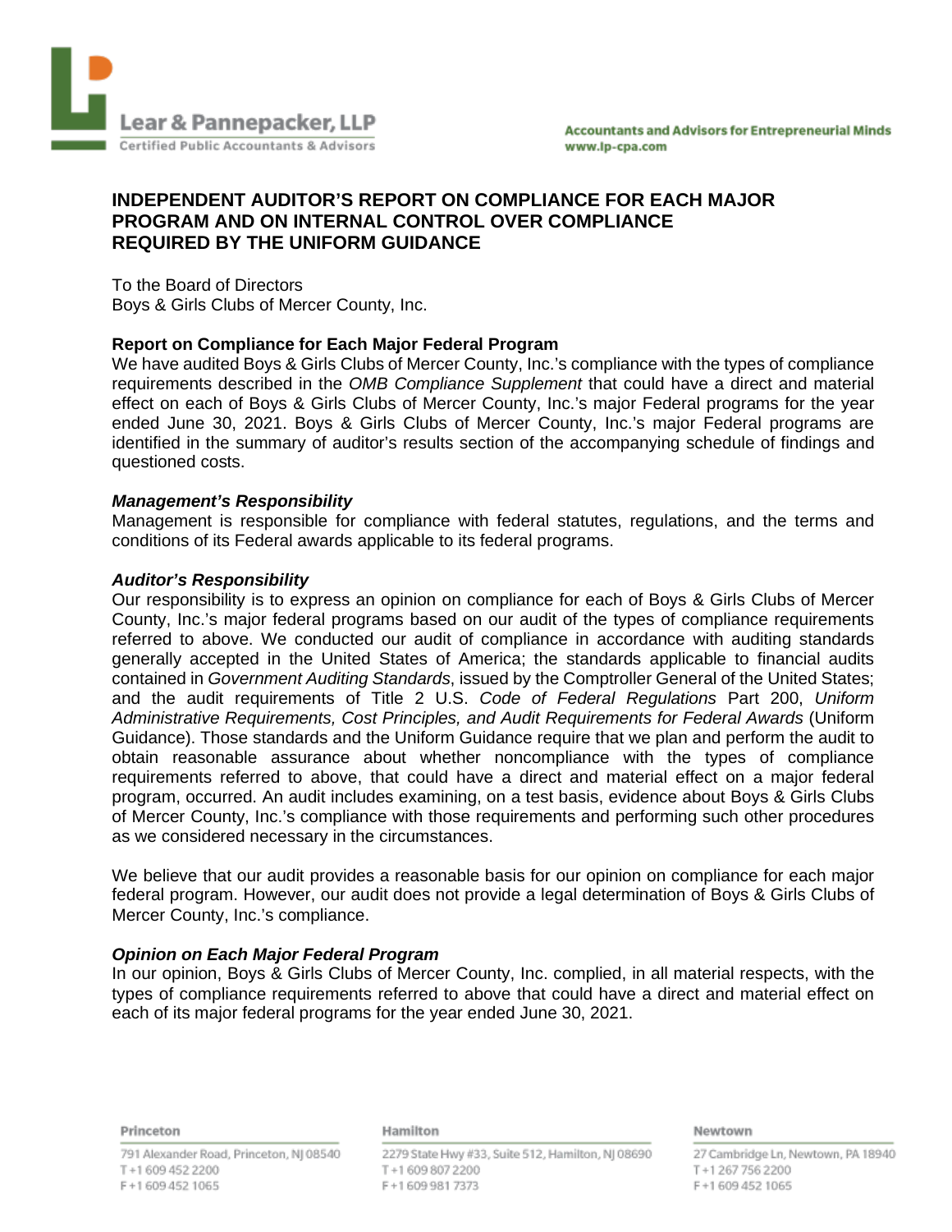# INDEPENDENT AUDITOR'S REPORT ON COMPLIANCE FOR EACH MAJOR PROGRAM AND ON INTERNAL CONTROL OVER COMPLIANCE REQUIRED BY THE UNIFORM GUIDANCE

To the Board of Directors
Boys & Girls Clubs of Mercer County, Inc.

**Report on Compliance for Each Major Federal Program**

We have audited Boys & Girls Clubs of Mercer County, Inc.'s compliance with the types of compliance requirements described in the *OMB Compliance Supplement* that could have a direct and material effect on each of Boys & Girls Clubs of Mercer County, Inc.'s major Federal programs for the year ended June 30, 2021. Boys & Girls Clubs of Mercer County, Inc.'s major Federal programs are identified in the summary of auditor's results section of the accompanying schedule of findings and questioned costs.

***Management's Responsibility***

Management is responsible for compliance with federal statutes, regulations, and the terms and conditions of its Federal awards applicable to its federal programs.

***Auditor's Responsibility***

Our responsibility is to express an opinion on compliance for each of Boys & Girls Clubs of Mercer County, Inc.'s major federal programs based on our audit of the types of compliance requirements referred to above. We conducted our audit of compliance in accordance with auditing standards generally accepted in the United States of America; the standards applicable to financial audits contained in *Government Auditing Standards*, issued by the Comptroller General of the United States; and the audit requirements of Title 2 U.S. *Code of Federal Regulations* Part 200, *Uniform Administrative Requirements, Cost Principles, and Audit Requirements for Federal Awards* (Uniform Guidance). Those standards and the Uniform Guidance require that we plan and perform the audit to obtain reasonable assurance about whether noncompliance with the types of compliance requirements referred to above, that could have a direct and material effect on a major federal program, occurred. An audit includes examining, on a test basis, evidence about Boys & Girls Clubs of Mercer County, Inc.'s compliance with those requirements and performing such other procedures as we considered necessary in the circumstances.

We believe that our audit provides a reasonable basis for our opinion on compliance for each major federal program. However, our audit does not provide a legal determination of Boys & Girls Clubs of Mercer County, Inc.'s compliance.

***Opinion on Each Major Federal Program***

In our opinion, Boys & Girls Clubs of Mercer County, Inc. complied, in all material respects, with the types of compliance requirements referred to above that could have a direct and material effect on each of its major federal programs for the year ended June 30, 2021.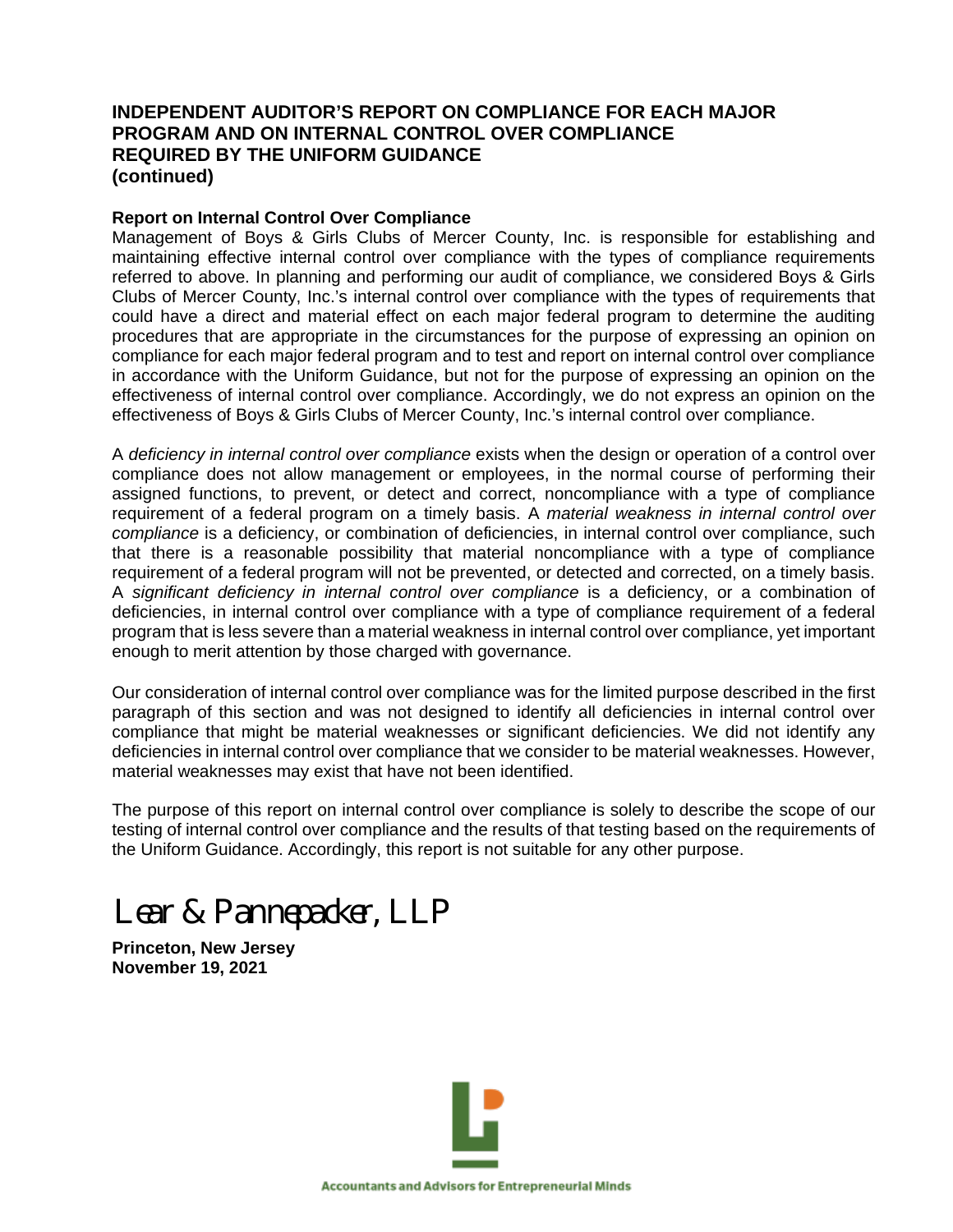**INDEPENDENT AUDITOR'S REPORT ON COMPLIANCE FOR EACH MAJOR PROGRAM AND ON INTERNAL CONTROL OVER COMPLIANCE REQUIRED BY THE UNIFORM GUIDANCE (continued)**

**Report on Internal Control Over Compliance**

Management of Boys & Girls Clubs of Mercer County, Inc. is responsible for establishing and maintaining effective internal control over compliance with the types of compliance requirements referred to above. In planning and performing our audit of compliance, we considered Boys & Girls Clubs of Mercer County, Inc.'s internal control over compliance with the types of requirements that could have a direct and material effect on each major federal program to determine the auditing procedures that are appropriate in the circumstances for the purpose of expressing an opinion on compliance for each major federal program and to test and report on internal control over compliance in accordance with the Uniform Guidance, but not for the purpose of expressing an opinion on the effectiveness of internal control over compliance. Accordingly, we do not express an opinion on the effectiveness of Boys & Girls Clubs of Mercer County, Inc.'s internal control over compliance.

A *deficiency in internal control over compliance* exists when the design or operation of a control over compliance does not allow management or employees, in the normal course of performing their assigned functions, to prevent, or detect and correct, noncompliance with a type of compliance requirement of a federal program on a timely basis. A *material weakness in internal control over compliance* is a deficiency, or combination of deficiencies, in internal control over compliance, such that there is a reasonable possibility that material noncompliance with a type of compliance requirement of a federal program will not be prevented, or detected and corrected, on a timely basis. A *significant deficiency in internal control over compliance* is a deficiency, or a combination of deficiencies, in internal control over compliance with a type of compliance requirement of a federal program that is less severe than a material weakness in internal control over compliance, yet important enough to merit attention by those charged with governance.

Our consideration of internal control over compliance was for the limited purpose described in the first paragraph of this section and was not designed to identify all deficiencies in internal control over compliance that might be material weaknesses or significant deficiencies. We did not identify any deficiencies in internal control over compliance that we consider to be material weaknesses. However, material weaknesses may exist that have not been identified.

The purpose of this report on internal control over compliance is solely to describe the scope of our testing of internal control over compliance and the results of that testing based on the requirements of the Uniform Guidance. Accordingly, this report is not suitable for any other purpose.

Lear & Pannepacker, LLP

**Princeton, New Jersey**
**November 19, 2021**

Accountants and Advisors for Entrepreneurial Minds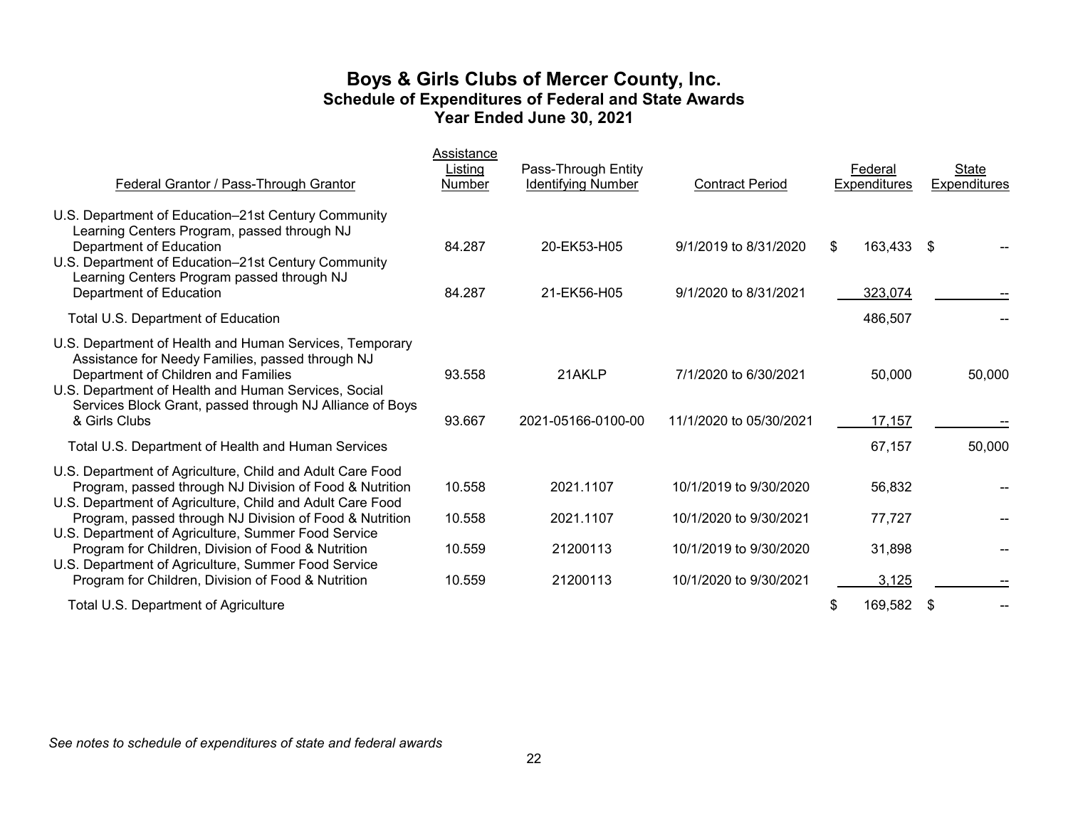# Boys & Girls Clubs of Mercer County, Inc.
## Schedule of Expenditures of Federal and State Awards
### Year Ended June 30, 2021

| Federal Grantor / Pass-Through Grantor | Assistance Listing Number | Pass-Through Entity Identifying Number | Contract Period | Federal Expenditures | State Expenditures |
|---|---|---|---|---|---|
| U.S. Department of Education–21st Century Community Learning Centers Program, passed through NJ Department of Education | 84.287 | 20-EK53-H05 | 9/1/2019 to 8/31/2020 | $ 163,433 | $ -- |
| U.S. Department of Education–21st Century Community Learning Centers Program passed through NJ Department of Education | 84.287 | 21-EK56-H05 | 9/1/2020 to 8/31/2021 | 323,074 | -- |
| Total U.S. Department of Education | | | | 486,507 | -- |
| U.S. Department of Health and Human Services, Temporary Assistance for Needy Families, passed through NJ Department of Children and Families | 93.558 | 21AKLP | 7/1/2020 to 6/30/2021 | 50,000 | 50,000 |
| U.S. Department of Health and Human Services, Social Services Block Grant, passed through NJ Alliance of Boys & Girls Clubs | 93.667 | 2021-05166-0100-00 | 11/1/2020 to 05/30/2021 | 17,157 | -- |
| Total U.S. Department of Health and Human Services | | | | 67,157 | 50,000 |
| U.S. Department of Agriculture, Child and Adult Care Food Program, passed through NJ Division of Food & Nutrition | 10.558 | 2021.1107 | 10/1/2019 to 9/30/2020 | 56,832 | -- |
| U.S. Department of Agriculture, Child and Adult Care Food Program, passed through NJ Division of Food & Nutrition | 10.558 | 2021.1107 | 10/1/2020 to 9/30/2021 | 77,727 | -- |
| U.S. Department of Agriculture, Summer Food Service Program for Children, Division of Food & Nutrition | 10.559 | 21200113 | 10/1/2019 to 9/30/2020 | 31,898 | -- |
| U.S. Department of Agriculture, Summer Food Service Program for Children, Division of Food & Nutrition | 10.559 | 21200113 | 10/1/2020 to 9/30/2021 | 3,125 | -- |
| Total U.S. Department of Agriculture | | | | $ 169,582 | $ -- |

*See notes to schedule of expenditures of state and federal awards*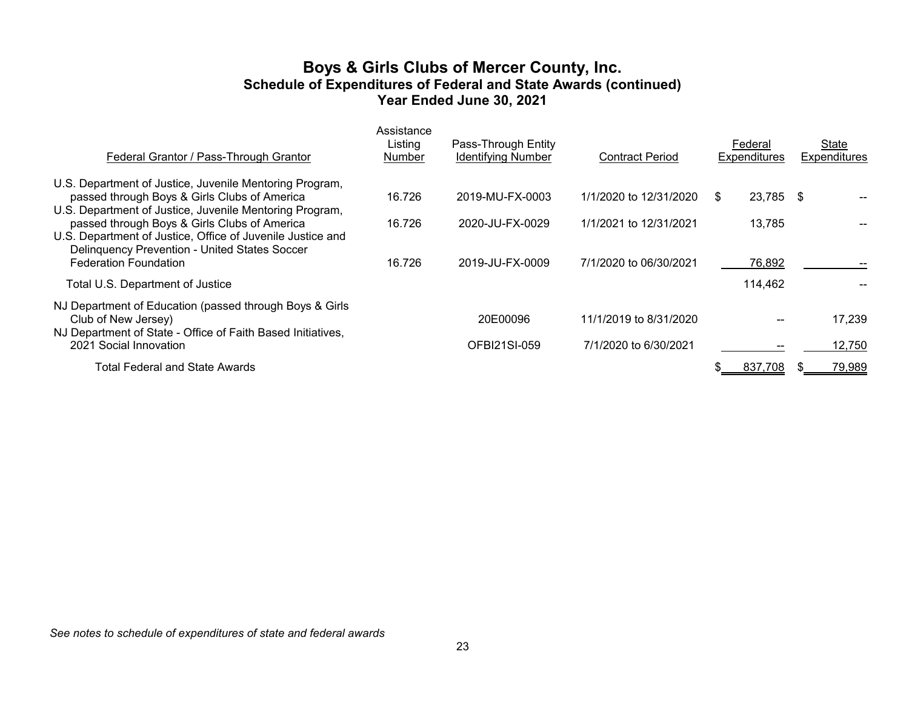# Boys & Girls Clubs of Mercer County, Inc.
## Schedule of Expenditures of Federal and State Awards (continued)
## Year Ended June 30, 2021

| Federal Grantor / Pass-Through Grantor | Assistance Listing Number | Pass-Through Entity Identifying Number | Contract Period | Federal Expenditures | State Expenditures |
|---|---|---|---|---|---|
| U.S. Department of Justice, Juvenile Mentoring Program, passed through Boys & Girls Clubs of America | 16.726 | 2019-MU-FX-0003 | 1/1/2020 to 12/31/2020 | $ 23,785 | $ -- |
| U.S. Department of Justice, Juvenile Mentoring Program, passed through Boys & Girls Clubs of America | 16.726 | 2020-JU-FX-0029 | 1/1/2021 to 12/31/2021 | 13,785 | -- |
| U.S. Department of Justice, Office of Juvenile Justice and Delinquency Prevention - United States Soccer Federation Foundation | 16.726 | 2019-JU-FX-0009 | 7/1/2020 to 06/30/2021 | 76,892 | -- |
| Total U.S. Department of Justice | | | | 114,462 | -- |
| NJ Department of Education (passed through Boys & Girls Club of New Jersey) | | 20E00096 | 11/1/2019 to 8/31/2020 | -- | 17,239 |
| NJ Department of State - Office of Faith Based Initiatives, 2021 Social Innovation | | OFBI21SI-059 | 7/1/2020 to 6/30/2021 | -- | 12,750 |
| Total Federal and State Awards | | | | $ 837,708 | $ 79,989 |

*See notes to schedule of expenditures of state and federal awards*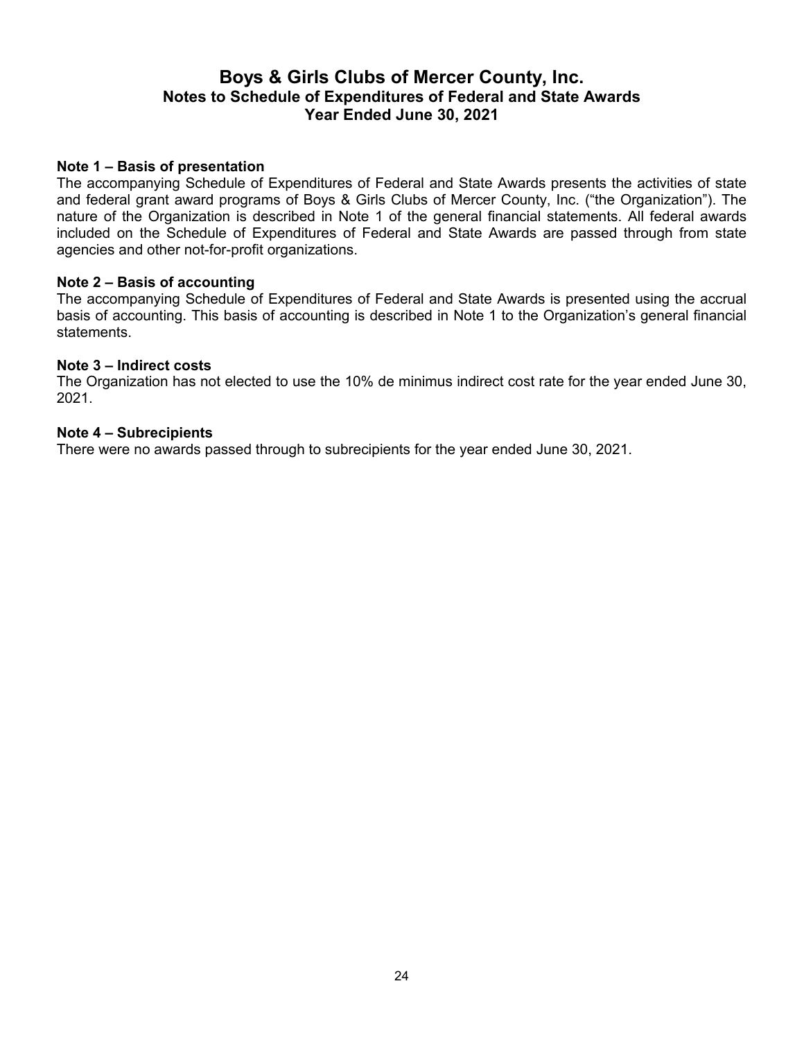# Boys & Girls Clubs of Mercer County, Inc.
## Notes to Schedule of Expenditures of Federal and State Awards
## Year Ended June 30, 2021

**Note 1 – Basis of presentation**
The accompanying Schedule of Expenditures of Federal and State Awards presents the activities of state and federal grant award programs of Boys & Girls Clubs of Mercer County, Inc. ("the Organization"). The nature of the Organization is described in Note 1 of the general financial statements. All federal awards included on the Schedule of Expenditures of Federal and State Awards are passed through from state agencies and other not-for-profit organizations.

**Note 2 – Basis of accounting**
The accompanying Schedule of Expenditures of Federal and State Awards is presented using the accrual basis of accounting. This basis of accounting is described in Note 1 to the Organization's general financial statements.

**Note 3 – Indirect costs**
The Organization has not elected to use the 10% de minimus indirect cost rate for the year ended June 30, 2021.

**Note 4 – Subrecipients**
There were no awards passed through to subrecipients for the year ended June 30, 2021.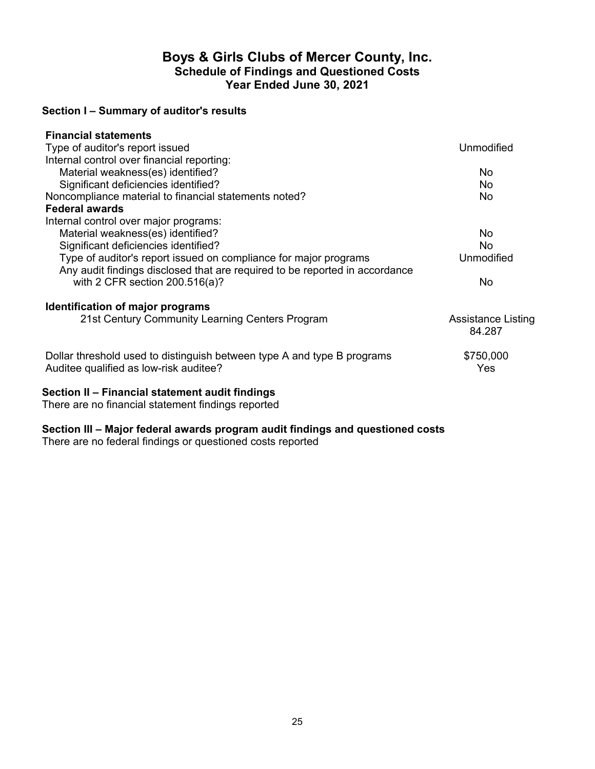# Boys & Girls Clubs of Mercer County, Inc.

## Schedule of Findings and Questioned Costs

## Year Ended June 30, 2021

### Section I – Summary of auditor's results

| | |
|---|---|
| **Financial statements** | |
| Type of auditor's report issued | Unmodified |
| Internal control over financial reporting: | |
| Material weakness(es) identified? | No |
| Significant deficiencies identified? | No |
| Noncompliance material to financial statements noted? | No |
| **Federal awards** | |
| Internal control over major programs: | |
| Material weakness(es) identified? | No |
| Significant deficiencies identified? | No |
| Type of auditor's report issued on compliance for major programs | Unmodified |
| Any audit findings disclosed that are required to be reported in accordance with 2 CFR section 200.516(a)? | No |
| **Identification of major programs** | |
| 21st Century Community Learning Centers Program | Assistance Listing 84.287 |
| Dollar threshold used to distinguish between type A and type B programs | \$750,000 |
| Auditee qualified as low-risk auditee? | Yes |

### Section II – Financial statement audit findings

There are no financial statement findings reported

### Section III – Major federal awards program audit findings and questioned costs

There are no federal findings or questioned costs reported